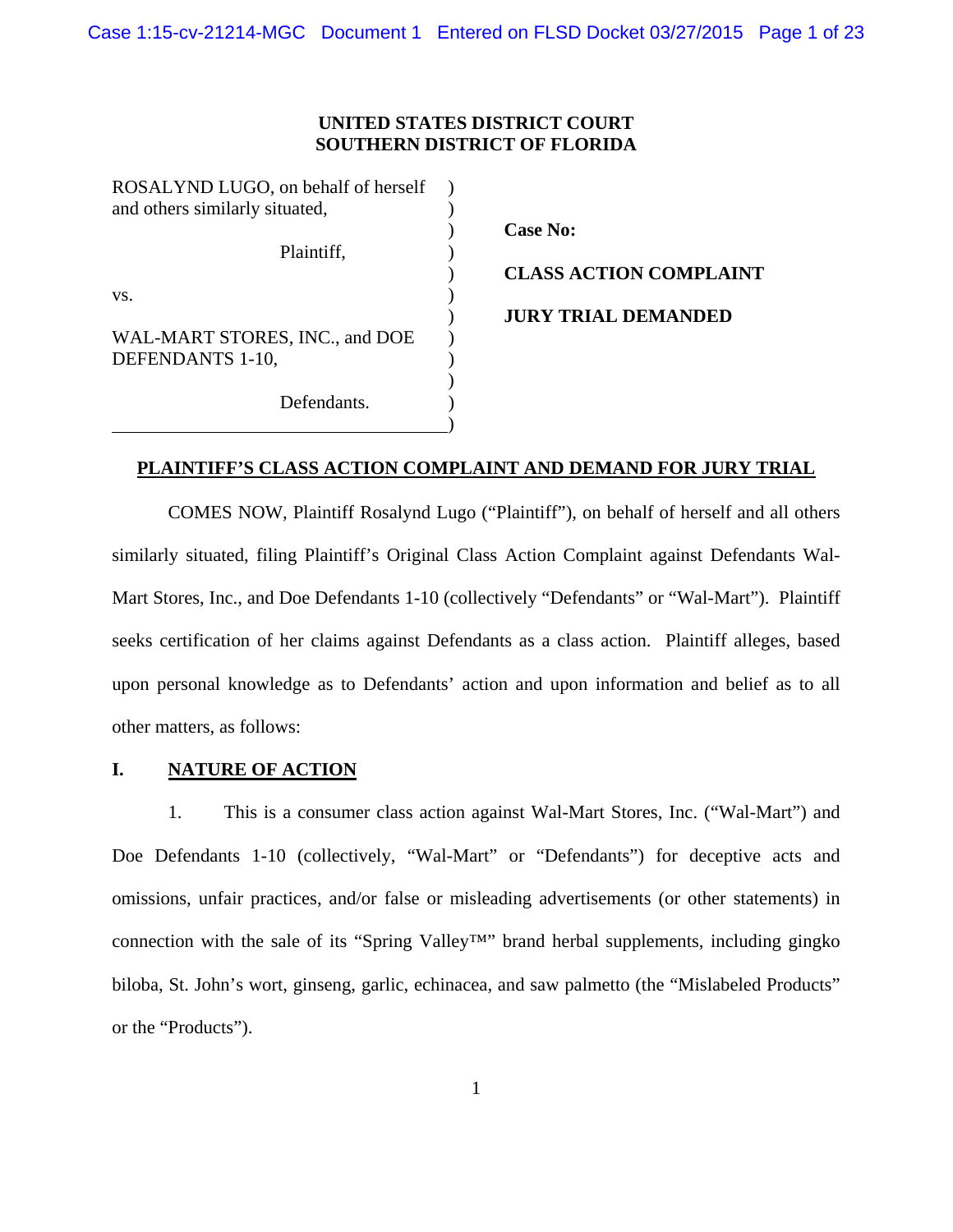**UNITED STATES DISTRICT COURT**
**SOUTHERN DISTRICT OF FLORIDA**

ROSALYND LUGO, on behalf of herself and others similarly situated,

Plaintiff,

vs.

WAL-MART STORES, INC., and DOE DEFENDANTS 1-10,

Defendants.

**Case No:**

**CLASS ACTION COMPLAINT**

**JURY TRIAL DEMANDED**

## PLAINTIFF'S CLASS ACTION COMPLAINT AND DEMAND FOR JURY TRIAL

COMES NOW, Plaintiff Rosalynd Lugo ("Plaintiff"), on behalf of herself and all others similarly situated, filing Plaintiff's Original Class Action Complaint against Defendants Wal-Mart Stores, Inc., and Doe Defendants 1-10 (collectively "Defendants" or "Wal-Mart"). Plaintiff seeks certification of her claims against Defendants as a class action. Plaintiff alleges, based upon personal knowledge as to Defendants' action and upon information and belief as to all other matters, as follows:

## I. NATURE OF ACTION

1. This is a consumer class action against Wal-Mart Stores, Inc. ("Wal-Mart") and Doe Defendants 1-10 (collectively, "Wal-Mart" or "Defendants") for deceptive acts and omissions, unfair practices, and/or false or misleading advertisements (or other statements) in connection with the sale of its "Spring Valley™" brand herbal supplements, including gingko biloba, St. John's wort, ginseng, garlic, echinacea, and saw palmetto (the "Mislabeled Products" or the "Products").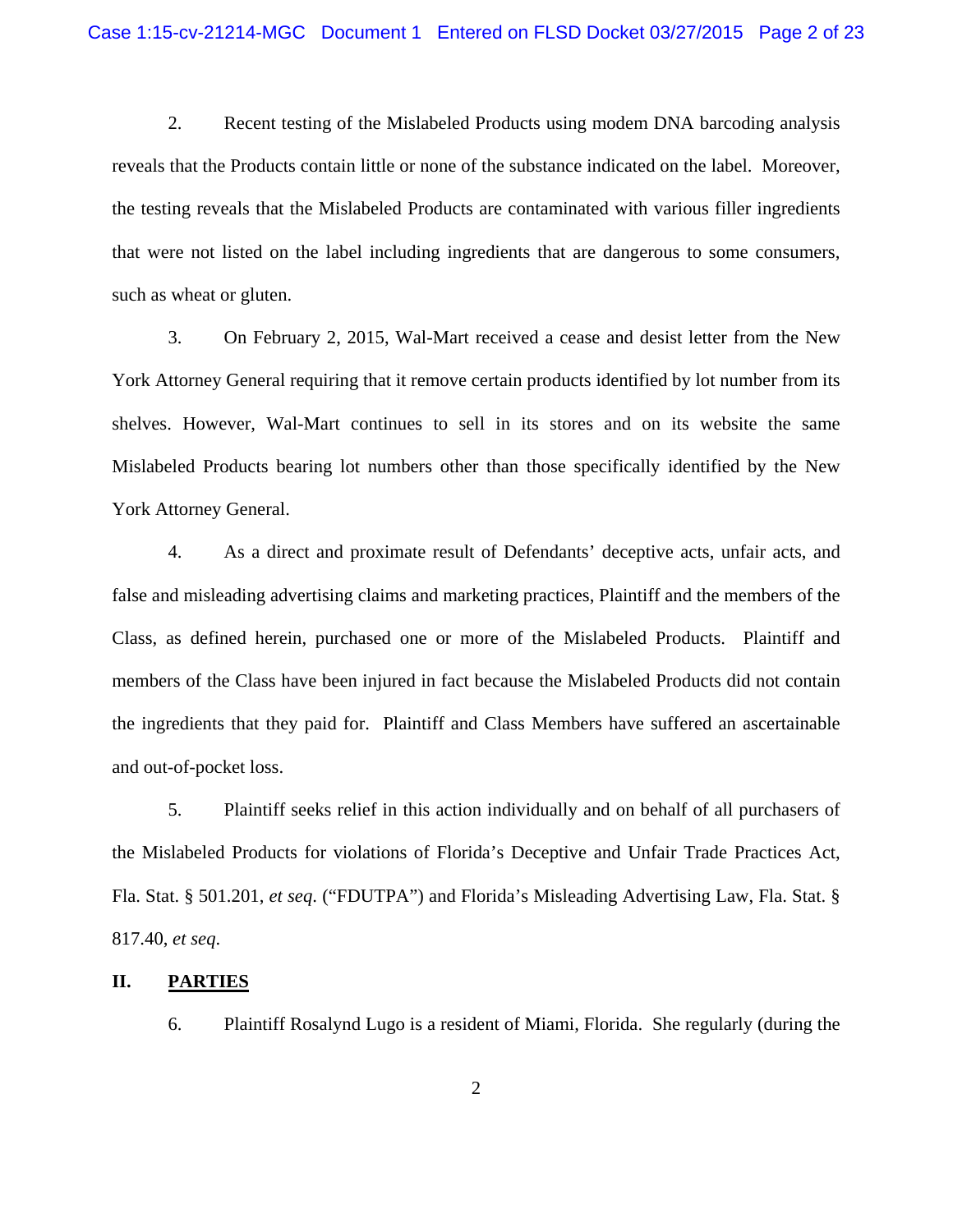2. Recent testing of the Mislabeled Products using modem DNA barcoding analysis reveals that the Products contain little or none of the substance indicated on the label. Moreover, the testing reveals that the Mislabeled Products are contaminated with various filler ingredients that were not listed on the label including ingredients that are dangerous to some consumers, such as wheat or gluten.

3. On February 2, 2015, Wal-Mart received a cease and desist letter from the New York Attorney General requiring that it remove certain products identified by lot number from its shelves. However, Wal-Mart continues to sell in its stores and on its website the same Mislabeled Products bearing lot numbers other than those specifically identified by the New York Attorney General.

4. As a direct and proximate result of Defendants' deceptive acts, unfair acts, and false and misleading advertising claims and marketing practices, Plaintiff and the members of the Class, as defined herein, purchased one or more of the Mislabeled Products. Plaintiff and members of the Class have been injured in fact because the Mislabeled Products did not contain the ingredients that they paid for. Plaintiff and Class Members have suffered an ascertainable and out-of-pocket loss.

5. Plaintiff seeks relief in this action individually and on behalf of all purchasers of the Mislabeled Products for violations of Florida's Deceptive and Unfair Trade Practices Act, Fla. Stat. § 501.201, *et seq.* ("FDUTPA") and Florida's Misleading Advertising Law, Fla. Stat. § 817.40, *et seq*.

## II. PARTIES

6. Plaintiff Rosalynd Lugo is a resident of Miami, Florida. She regularly (during the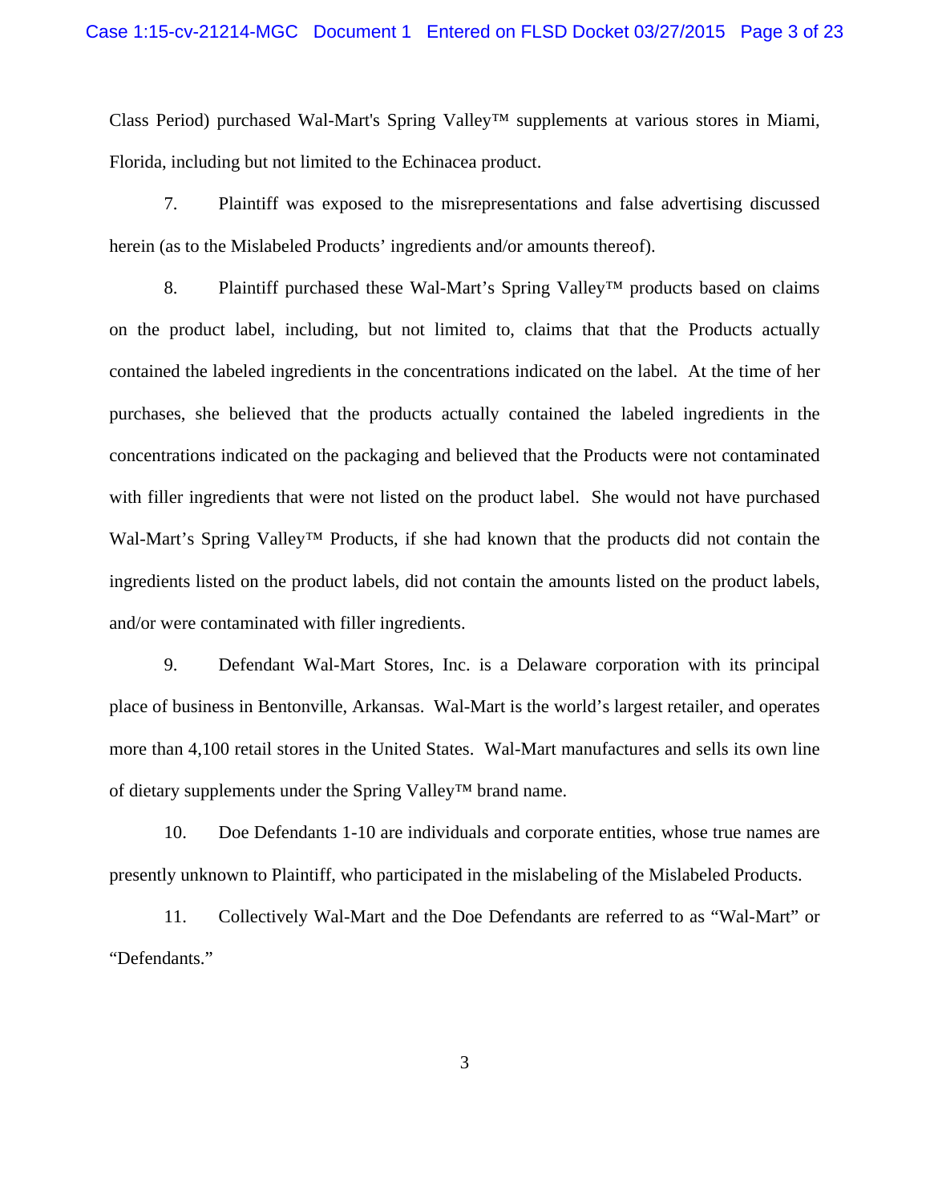Class Period) purchased Wal-Mart's Spring Valley™ supplements at various stores in Miami, Florida, including but not limited to the Echinacea product.

7. Plaintiff was exposed to the misrepresentations and false advertising discussed herein (as to the Mislabeled Products' ingredients and/or amounts thereof).

8. Plaintiff purchased these Wal-Mart's Spring Valley™ products based on claims on the product label, including, but not limited to, claims that that the Products actually contained the labeled ingredients in the concentrations indicated on the label. At the time of her purchases, she believed that the products actually contained the labeled ingredients in the concentrations indicated on the packaging and believed that the Products were not contaminated with filler ingredients that were not listed on the product label. She would not have purchased Wal-Mart's Spring Valley™ Products, if she had known that the products did not contain the ingredients listed on the product labels, did not contain the amounts listed on the product labels, and/or were contaminated with filler ingredients.

9. Defendant Wal-Mart Stores, Inc. is a Delaware corporation with its principal place of business in Bentonville, Arkansas. Wal-Mart is the world's largest retailer, and operates more than 4,100 retail stores in the United States. Wal-Mart manufactures and sells its own line of dietary supplements under the Spring Valley™ brand name.

10. Doe Defendants 1-10 are individuals and corporate entities, whose true names are presently unknown to Plaintiff, who participated in the mislabeling of the Mislabeled Products.

11. Collectively Wal-Mart and the Doe Defendants are referred to as "Wal-Mart" or "Defendants."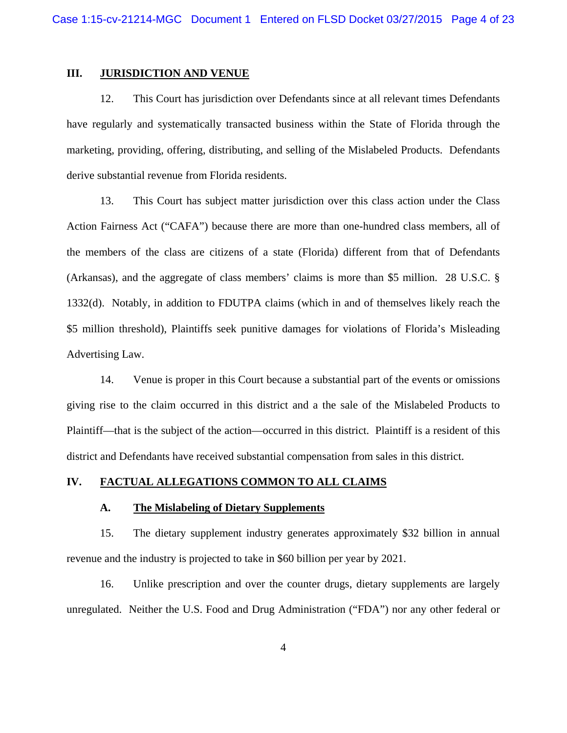## III. JURISDICTION AND VENUE

12. This Court has jurisdiction over Defendants since at all relevant times Defendants have regularly and systematically transacted business within the State of Florida through the marketing, providing, offering, distributing, and selling of the Mislabeled Products. Defendants derive substantial revenue from Florida residents.

13. This Court has subject matter jurisdiction over this class action under the Class Action Fairness Act ("CAFA") because there are more than one-hundred class members, all of the members of the class are citizens of a state (Florida) different from that of Defendants (Arkansas), and the aggregate of class members' claims is more than $5 million. 28 U.S.C. § 1332(d). Notably, in addition to FDUTPA claims (which in and of themselves likely reach the $5 million threshold), Plaintiffs seek punitive damages for violations of Florida's Misleading Advertising Law.

14. Venue is proper in this Court because a substantial part of the events or omissions giving rise to the claim occurred in this district and a the sale of the Mislabeled Products to Plaintiff—that is the subject of the action—occurred in this district. Plaintiff is a resident of this district and Defendants have received substantial compensation from sales in this district.

## IV. FACTUAL ALLEGATIONS COMMON TO ALL CLAIMS

### A. The Mislabeling of Dietary Supplements

15. The dietary supplement industry generates approximately $32 billion in annual revenue and the industry is projected to take in $60 billion per year by 2021.

16. Unlike prescription and over the counter drugs, dietary supplements are largely unregulated. Neither the U.S. Food and Drug Administration ("FDA") nor any other federal or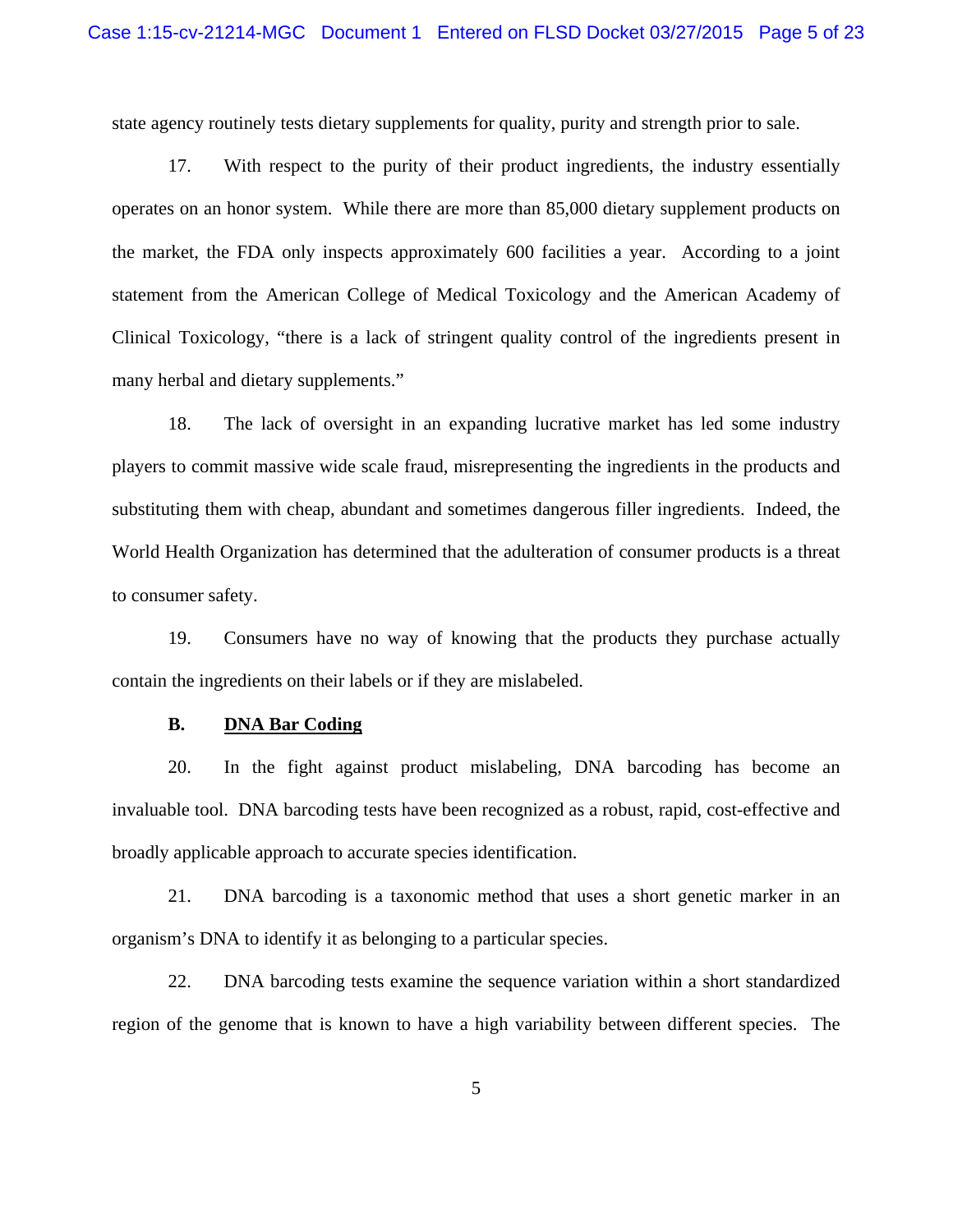state agency routinely tests dietary supplements for quality, purity and strength prior to sale.

17. With respect to the purity of their product ingredients, the industry essentially operates on an honor system. While there are more than 85,000 dietary supplement products on the market, the FDA only inspects approximately 600 facilities a year. According to a joint statement from the American College of Medical Toxicology and the American Academy of Clinical Toxicology, "there is a lack of stringent quality control of the ingredients present in many herbal and dietary supplements."

18. The lack of oversight in an expanding lucrative market has led some industry players to commit massive wide scale fraud, misrepresenting the ingredients in the products and substituting them with cheap, abundant and sometimes dangerous filler ingredients. Indeed, the World Health Organization has determined that the adulteration of consumer products is a threat to consumer safety.

19. Consumers have no way of knowing that the products they purchase actually contain the ingredients on their labels or if they are mislabeled.

**B. <u>DNA Bar Coding</u>**

20. In the fight against product mislabeling, DNA barcoding has become an invaluable tool. DNA barcoding tests have been recognized as a robust, rapid, cost-effective and broadly applicable approach to accurate species identification.

21. DNA barcoding is a taxonomic method that uses a short genetic marker in an organism's DNA to identify it as belonging to a particular species.

22. DNA barcoding tests examine the sequence variation within a short standardized region of the genome that is known to have a high variability between different species. The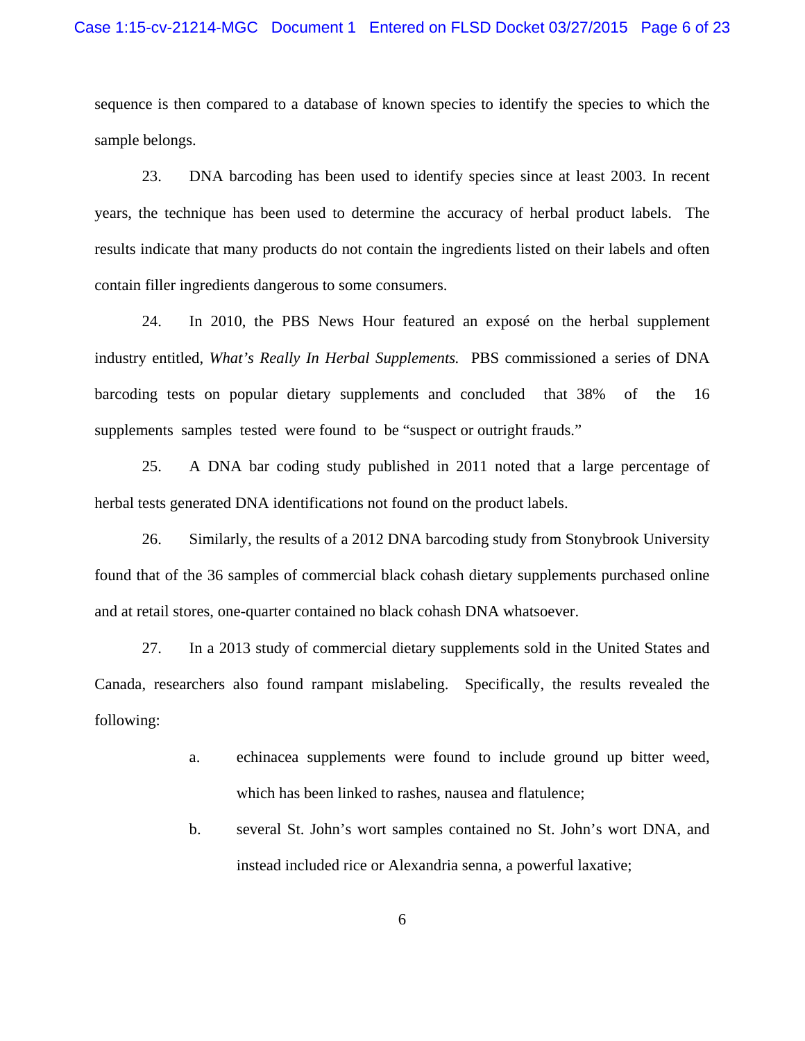sequence is then compared to a database of known species to identify the species to which the sample belongs.

23. DNA barcoding has been used to identify species since at least 2003. In recent years, the technique has been used to determine the accuracy of herbal product labels. The results indicate that many products do not contain the ingredients listed on their labels and often contain filler ingredients dangerous to some consumers.

24. In 2010, the PBS News Hour featured an exposé on the herbal supplement industry entitled, *What's Really In Herbal Supplements.* PBS commissioned a series of DNA barcoding tests on popular dietary supplements and concluded that 38% of the 16 supplements samples tested were found to be "suspect or outright frauds."

25. A DNA bar coding study published in 2011 noted that a large percentage of herbal tests generated DNA identifications not found on the product labels.

26. Similarly, the results of a 2012 DNA barcoding study from Stonybrook University found that of the 36 samples of commercial black cohash dietary supplements purchased online and at retail stores, one-quarter contained no black cohash DNA whatsoever.

27. In a 2013 study of commercial dietary supplements sold in the United States and Canada, researchers also found rampant mislabeling. Specifically, the results revealed the following:

a. echinacea supplements were found to include ground up bitter weed, which has been linked to rashes, nausea and flatulence;

b. several St. John's wort samples contained no St. John's wort DNA, and instead included rice or Alexandria senna, a powerful laxative;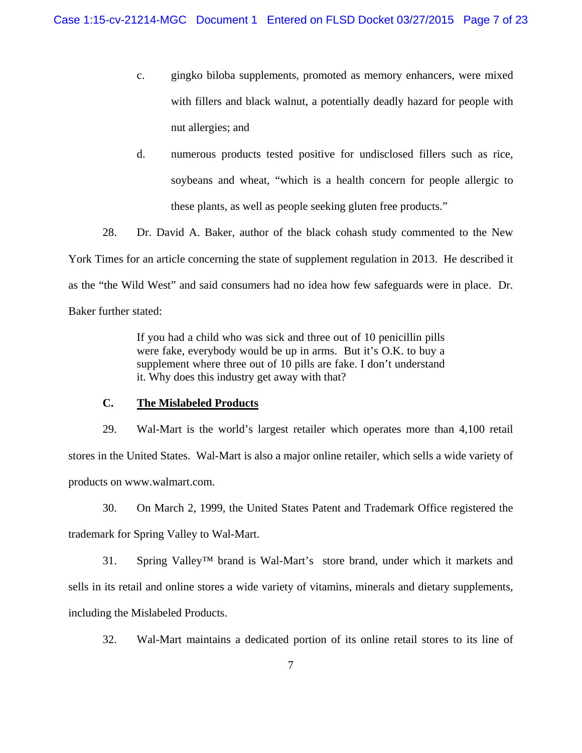c. gingko biloba supplements, promoted as memory enhancers, were mixed with fillers and black walnut, a potentially deadly hazard for people with nut allergies; and

d. numerous products tested positive for undisclosed fillers such as rice, soybeans and wheat, "which is a health concern for people allergic to these plants, as well as people seeking gluten free products."

28. Dr. David A. Baker, author of the black cohash study commented to the New York Times for an article concerning the state of supplement regulation in 2013. He described it as the "the Wild West" and said consumers had no idea how few safeguards were in place. Dr. Baker further stated:

> If you had a child who was sick and three out of 10 penicillin pills were fake, everybody would be up in arms. But it's O.K. to buy a supplement where three out of 10 pills are fake. I don't understand it. Why does this industry get away with that?

### C. The Mislabeled Products

29. Wal-Mart is the world's largest retailer which operates more than 4,100 retail stores in the United States. Wal-Mart is also a major online retailer, which sells a wide variety of products on www.walmart.com.

30. On March 2, 1999, the United States Patent and Trademark Office registered the trademark for Spring Valley to Wal-Mart.

31. Spring Valley™ brand is Wal-Mart's store brand, under which it markets and sells in its retail and online stores a wide variety of vitamins, minerals and dietary supplements, including the Mislabeled Products.

32. Wal-Mart maintains a dedicated portion of its online retail stores to its line of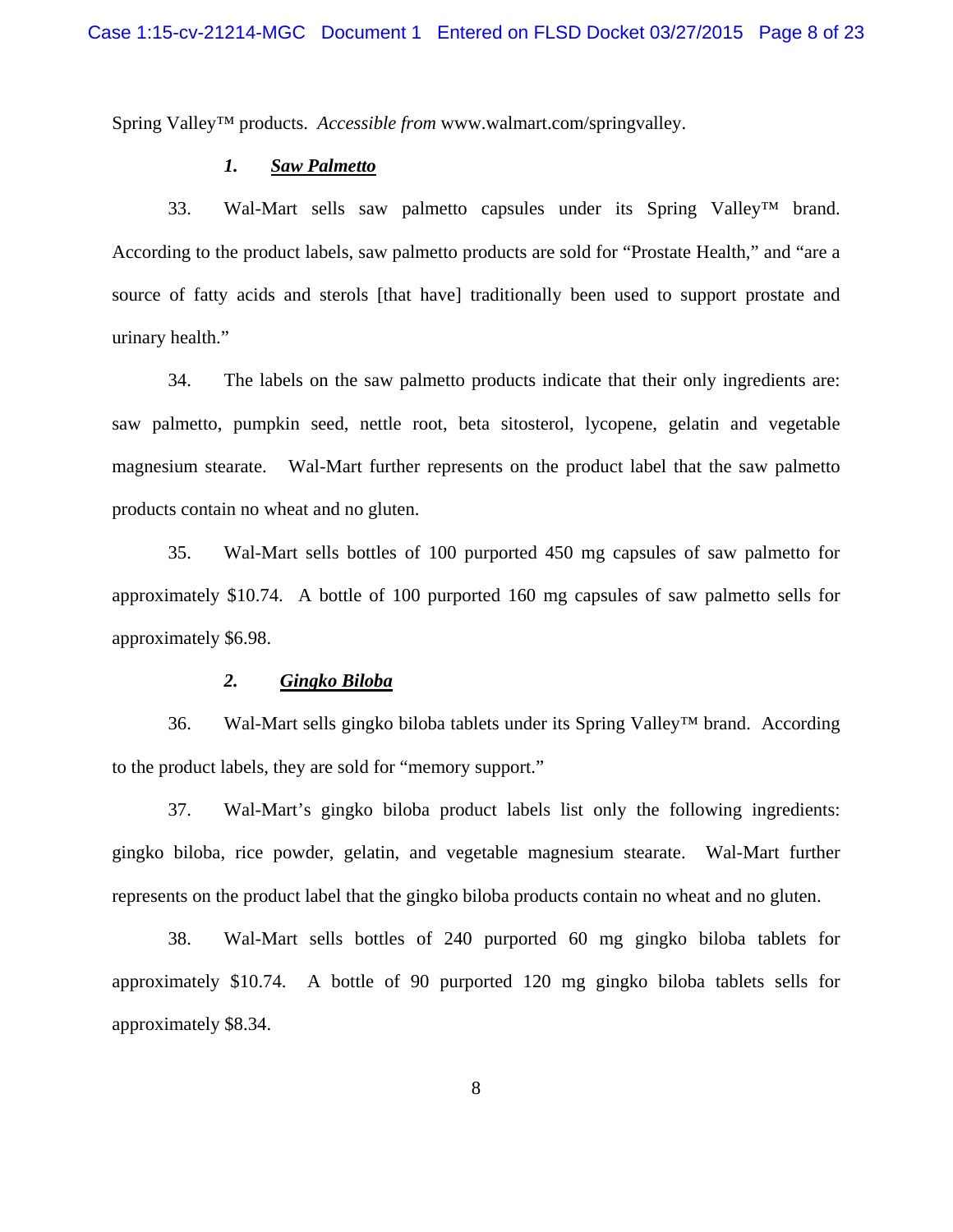Spring Valley™ products. *Accessible from* www.walmart.com/springvalley.

### *1. Saw Palmetto*

33. Wal-Mart sells saw palmetto capsules under its Spring Valley™ brand. According to the product labels, saw palmetto products are sold for "Prostate Health," and "are a source of fatty acids and sterols [that have] traditionally been used to support prostate and urinary health."

34. The labels on the saw palmetto products indicate that their only ingredients are: saw palmetto, pumpkin seed, nettle root, beta sitosterol, lycopene, gelatin and vegetable magnesium stearate. Wal-Mart further represents on the product label that the saw palmetto products contain no wheat and no gluten.

35. Wal-Mart sells bottles of 100 purported 450 mg capsules of saw palmetto for approximately $10.74. A bottle of 100 purported 160 mg capsules of saw palmetto sells for approximately $6.98.

### *2. Gingko Biloba*

36. Wal-Mart sells gingko biloba tablets under its Spring Valley™ brand. According to the product labels, they are sold for "memory support."

37. Wal-Mart's gingko biloba product labels list only the following ingredients: gingko biloba, rice powder, gelatin, and vegetable magnesium stearate. Wal-Mart further represents on the product label that the gingko biloba products contain no wheat and no gluten.

38. Wal-Mart sells bottles of 240 purported 60 mg gingko biloba tablets for approximately $10.74. A bottle of 90 purported 120 mg gingko biloba tablets sells for approximately $8.34.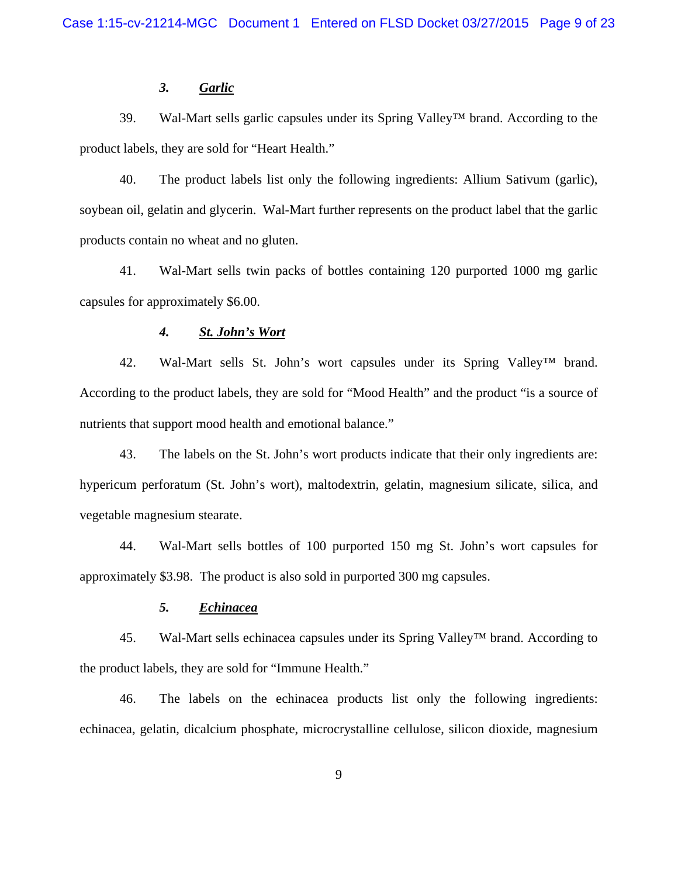### 3. ***Garlic***

39. Wal-Mart sells garlic capsules under its Spring Valley™ brand. According to the product labels, they are sold for "Heart Health."

40. The product labels list only the following ingredients: Allium Sativum (garlic), soybean oil, gelatin and glycerin. Wal-Mart further represents on the product label that the garlic products contain no wheat and no gluten.

41. Wal-Mart sells twin packs of bottles containing 120 purported 1000 mg garlic capsules for approximately $6.00.

### 4. ***St. John's Wort***

42. Wal-Mart sells St. John's wort capsules under its Spring Valley™ brand. According to the product labels, they are sold for "Mood Health" and the product "is a source of nutrients that support mood health and emotional balance."

43. The labels on the St. John's wort products indicate that their only ingredients are: hypericum perforatum (St. John's wort), maltodextrin, gelatin, magnesium silicate, silica, and vegetable magnesium stearate.

44. Wal-Mart sells bottles of 100 purported 150 mg St. John's wort capsules for approximately $3.98. The product is also sold in purported 300 mg capsules.

### 5. ***Echinacea***

45. Wal-Mart sells echinacea capsules under its Spring Valley™ brand. According to the product labels, they are sold for "Immune Health."

46. The labels on the echinacea products list only the following ingredients: echinacea, gelatin, dicalcium phosphate, microcrystalline cellulose, silicon dioxide, magnesium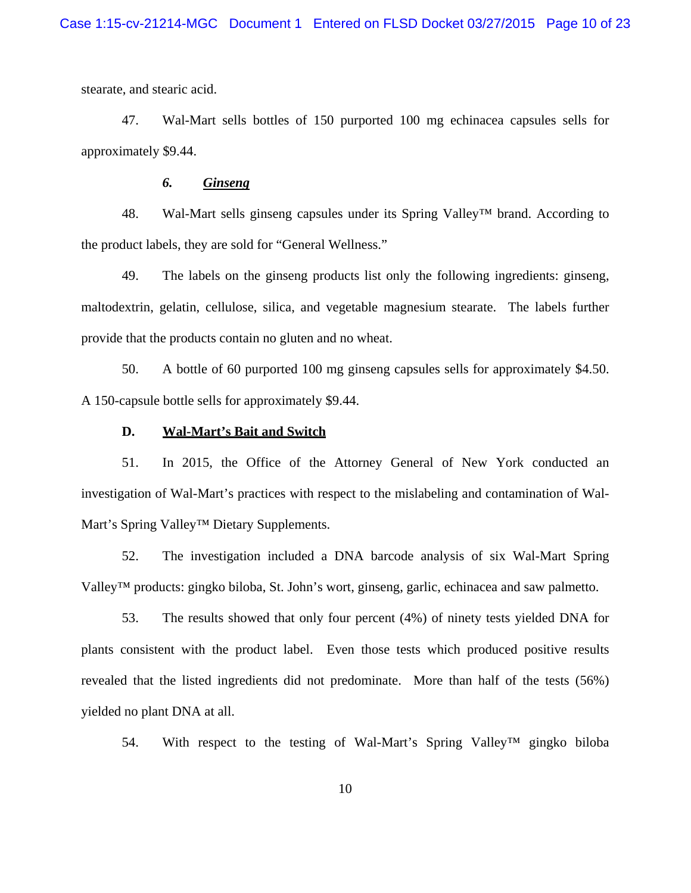stearate, and stearic acid.

47. Wal-Mart sells bottles of 150 purported 100 mg echinacea capsules sells for approximately $9.44.

### *6. Ginseng*

48. Wal-Mart sells ginseng capsules under its Spring Valley™ brand. According to the product labels, they are sold for "General Wellness."

49. The labels on the ginseng products list only the following ingredients: ginseng, maltodextrin, gelatin, cellulose, silica, and vegetable magnesium stearate. The labels further provide that the products contain no gluten and no wheat.

50. A bottle of 60 purported 100 mg ginseng capsules sells for approximately $4.50. A 150-capsule bottle sells for approximately $9.44.

## **D. Wal-Mart's Bait and Switch**

51. In 2015, the Office of the Attorney General of New York conducted an investigation of Wal-Mart's practices with respect to the mislabeling and contamination of Wal-Mart's Spring Valley™ Dietary Supplements.

52. The investigation included a DNA barcode analysis of six Wal-Mart Spring Valley™ products: gingko biloba, St. John's wort, ginseng, garlic, echinacea and saw palmetto.

53. The results showed that only four percent (4%) of ninety tests yielded DNA for plants consistent with the product label. Even those tests which produced positive results revealed that the listed ingredients did not predominate. More than half of the tests (56%) yielded no plant DNA at all.

54. With respect to the testing of Wal-Mart's Spring Valley™ gingko biloba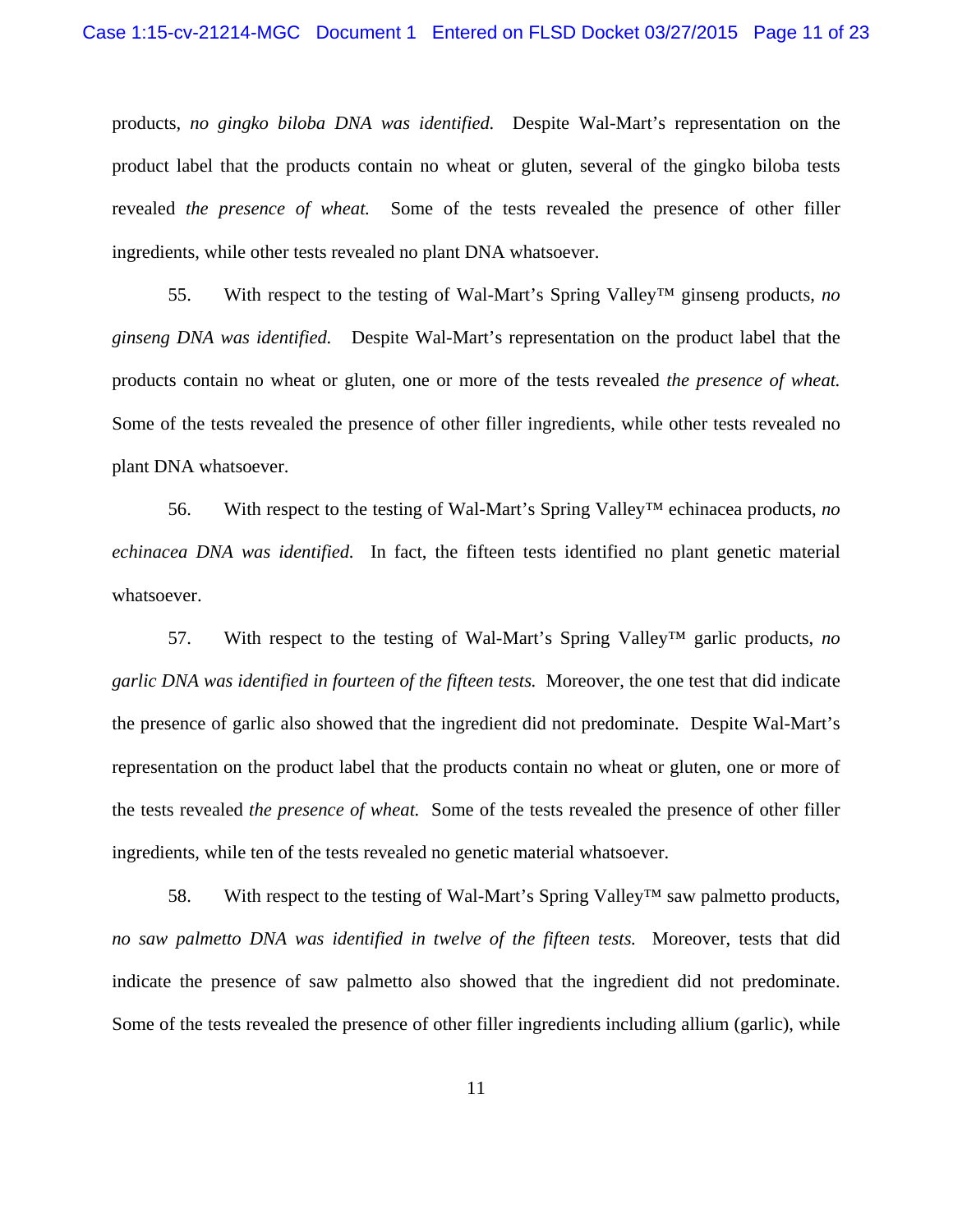products, *no gingko biloba DNA was identified.* Despite Wal-Mart's representation on the product label that the products contain no wheat or gluten, several of the gingko biloba tests revealed *the presence of wheat.* Some of the tests revealed the presence of other filler ingredients, while other tests revealed no plant DNA whatsoever.

55. With respect to the testing of Wal-Mart's Spring Valley™ ginseng products, *no ginseng DNA was identified.* Despite Wal-Mart's representation on the product label that the products contain no wheat or gluten, one or more of the tests revealed *the presence of wheat.* Some of the tests revealed the presence of other filler ingredients, while other tests revealed no plant DNA whatsoever.

56. With respect to the testing of Wal-Mart's Spring Valley™ echinacea products, *no echinacea DNA was identified.* In fact, the fifteen tests identified no plant genetic material whatsoever.

57. With respect to the testing of Wal-Mart's Spring Valley™ garlic products, *no garlic DNA was identified in fourteen of the fifteen tests.* Moreover, the one test that did indicate the presence of garlic also showed that the ingredient did not predominate. Despite Wal-Mart's representation on the product label that the products contain no wheat or gluten, one or more of the tests revealed *the presence of wheat.* Some of the tests revealed the presence of other filler ingredients, while ten of the tests revealed no genetic material whatsoever.

58. With respect to the testing of Wal-Mart's Spring Valley™ saw palmetto products, *no saw palmetto DNA was identified in twelve of the fifteen tests.* Moreover, tests that did indicate the presence of saw palmetto also showed that the ingredient did not predominate. Some of the tests revealed the presence of other filler ingredients including allium (garlic), while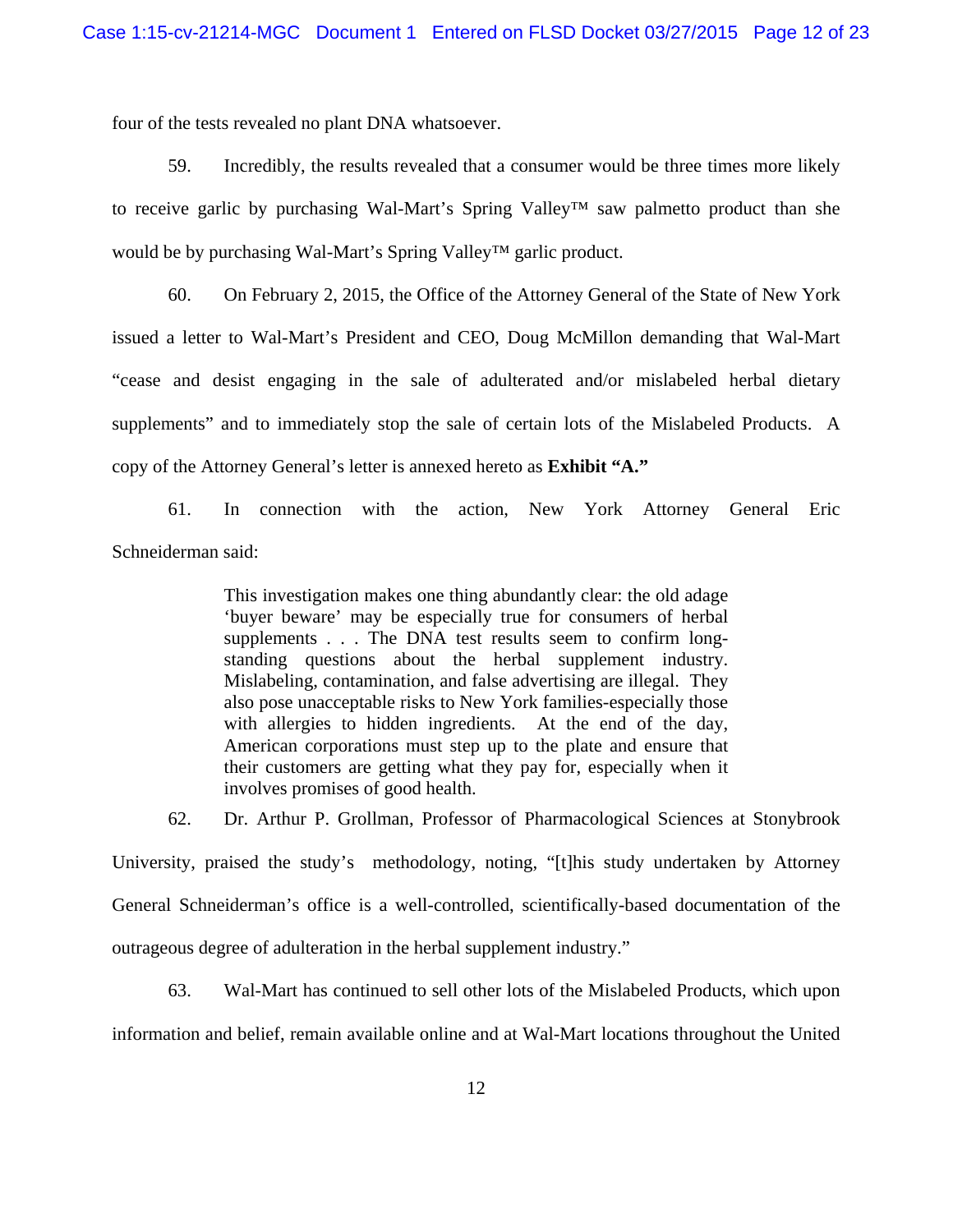four of the tests revealed no plant DNA whatsoever.

59. Incredibly, the results revealed that a consumer would be three times more likely to receive garlic by purchasing Wal-Mart's Spring Valley™ saw palmetto product than she would be by purchasing Wal-Mart's Spring Valley™ garlic product.

60. On February 2, 2015, the Office of the Attorney General of the State of New York issued a letter to Wal-Mart's President and CEO, Doug McMillon demanding that Wal-Mart "cease and desist engaging in the sale of adulterated and/or mislabeled herbal dietary supplements" and to immediately stop the sale of certain lots of the Mislabeled Products. A copy of the Attorney General's letter is annexed hereto as **Exhibit "A."**

61. In connection with the action, New York Attorney General Eric Schneiderman said:

> This investigation makes one thing abundantly clear: the old adage 'buyer beware' may be especially true for consumers of herbal supplements . . . The DNA test results seem to confirm long-standing questions about the herbal supplement industry. Mislabeling, contamination, and false advertising are illegal. They also pose unacceptable risks to New York families-especially those with allergies to hidden ingredients. At the end of the day, American corporations must step up to the plate and ensure that their customers are getting what they pay for, especially when it involves promises of good health.

62. Dr. Arthur P. Grollman, Professor of Pharmacological Sciences at Stonybrook University, praised the study's methodology, noting, "[t]his study undertaken by Attorney General Schneiderman's office is a well-controlled, scientifically-based documentation of the outrageous degree of adulteration in the herbal supplement industry."

63. Wal-Mart has continued to sell other lots of the Mislabeled Products, which upon information and belief, remain available online and at Wal-Mart locations throughout the United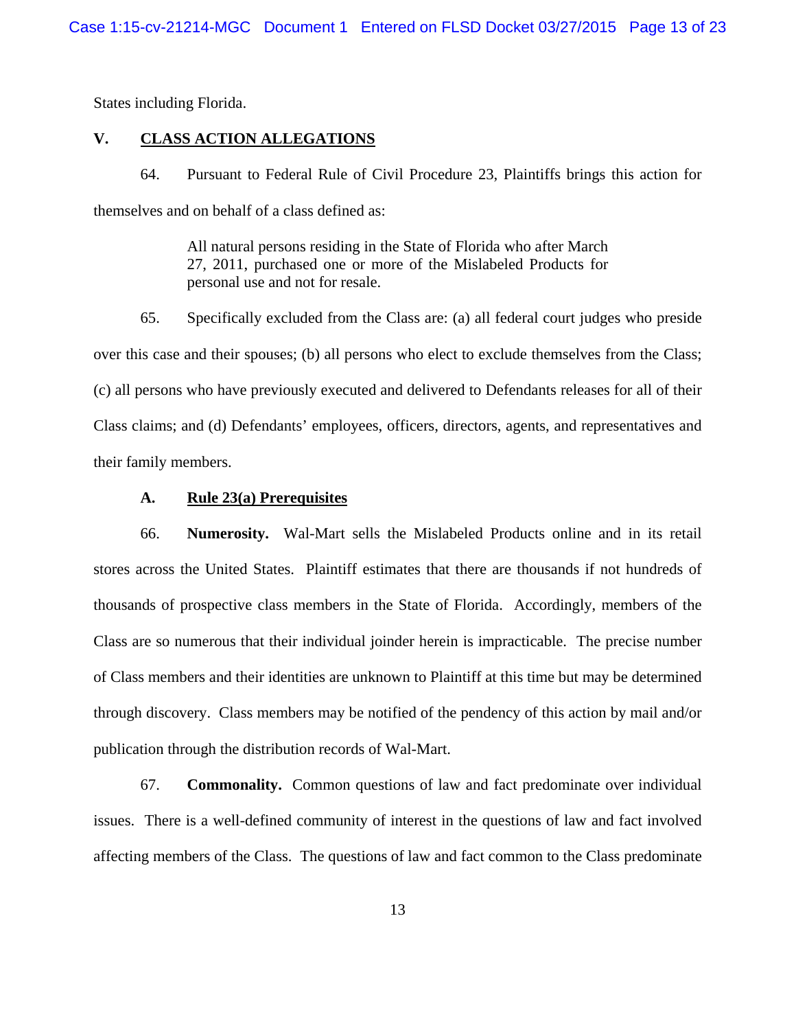States including Florida.

## V. CLASS ACTION ALLEGATIONS

64. Pursuant to Federal Rule of Civil Procedure 23, Plaintiffs brings this action for themselves and on behalf of a class defined as:

> All natural persons residing in the State of Florida who after March 27, 2011, purchased one or more of the Mislabeled Products for personal use and not for resale.

65. Specifically excluded from the Class are: (a) all federal court judges who preside over this case and their spouses; (b) all persons who elect to exclude themselves from the Class; (c) all persons who have previously executed and delivered to Defendants releases for all of their Class claims; and (d) Defendants' employees, officers, directors, agents, and representatives and their family members.

### A. Rule 23(a) Prerequisites

66. **Numerosity.** Wal-Mart sells the Mislabeled Products online and in its retail stores across the United States. Plaintiff estimates that there are thousands if not hundreds of thousands of prospective class members in the State of Florida. Accordingly, members of the Class are so numerous that their individual joinder herein is impracticable. The precise number of Class members and their identities are unknown to Plaintiff at this time but may be determined through discovery. Class members may be notified of the pendency of this action by mail and/or publication through the distribution records of Wal-Mart.

67. **Commonality.** Common questions of law and fact predominate over individual issues. There is a well-defined community of interest in the questions of law and fact involved affecting members of the Class. The questions of law and fact common to the Class predominate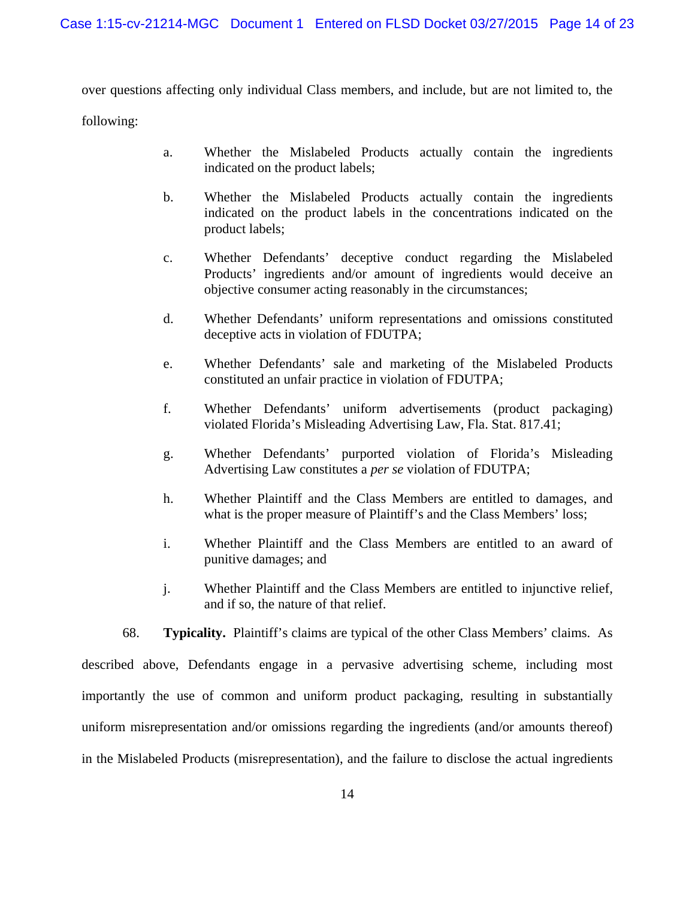over questions affecting only individual Class members, and include, but are not limited to, the following:

a. Whether the Mislabeled Products actually contain the ingredients indicated on the product labels;

b. Whether the Mislabeled Products actually contain the ingredients indicated on the product labels in the concentrations indicated on the product labels;

c. Whether Defendants' deceptive conduct regarding the Mislabeled Products' ingredients and/or amount of ingredients would deceive an objective consumer acting reasonably in the circumstances;

d. Whether Defendants' uniform representations and omissions constituted deceptive acts in violation of FDUTPA;

e. Whether Defendants' sale and marketing of the Mislabeled Products constituted an unfair practice in violation of FDUTPA;

f. Whether Defendants' uniform advertisements (product packaging) violated Florida's Misleading Advertising Law, Fla. Stat. 817.41;

g. Whether Defendants' purported violation of Florida's Misleading Advertising Law constitutes a *per se* violation of FDUTPA;

h. Whether Plaintiff and the Class Members are entitled to damages, and what is the proper measure of Plaintiff's and the Class Members' loss;

i. Whether Plaintiff and the Class Members are entitled to an award of punitive damages; and

j. Whether Plaintiff and the Class Members are entitled to injunctive relief, and if so, the nature of that relief.

68. **Typicality.** Plaintiff's claims are typical of the other Class Members' claims. As described above, Defendants engage in a pervasive advertising scheme, including most importantly the use of common and uniform product packaging, resulting in substantially uniform misrepresentation and/or omissions regarding the ingredients (and/or amounts thereof) in the Mislabeled Products (misrepresentation), and the failure to disclose the actual ingredients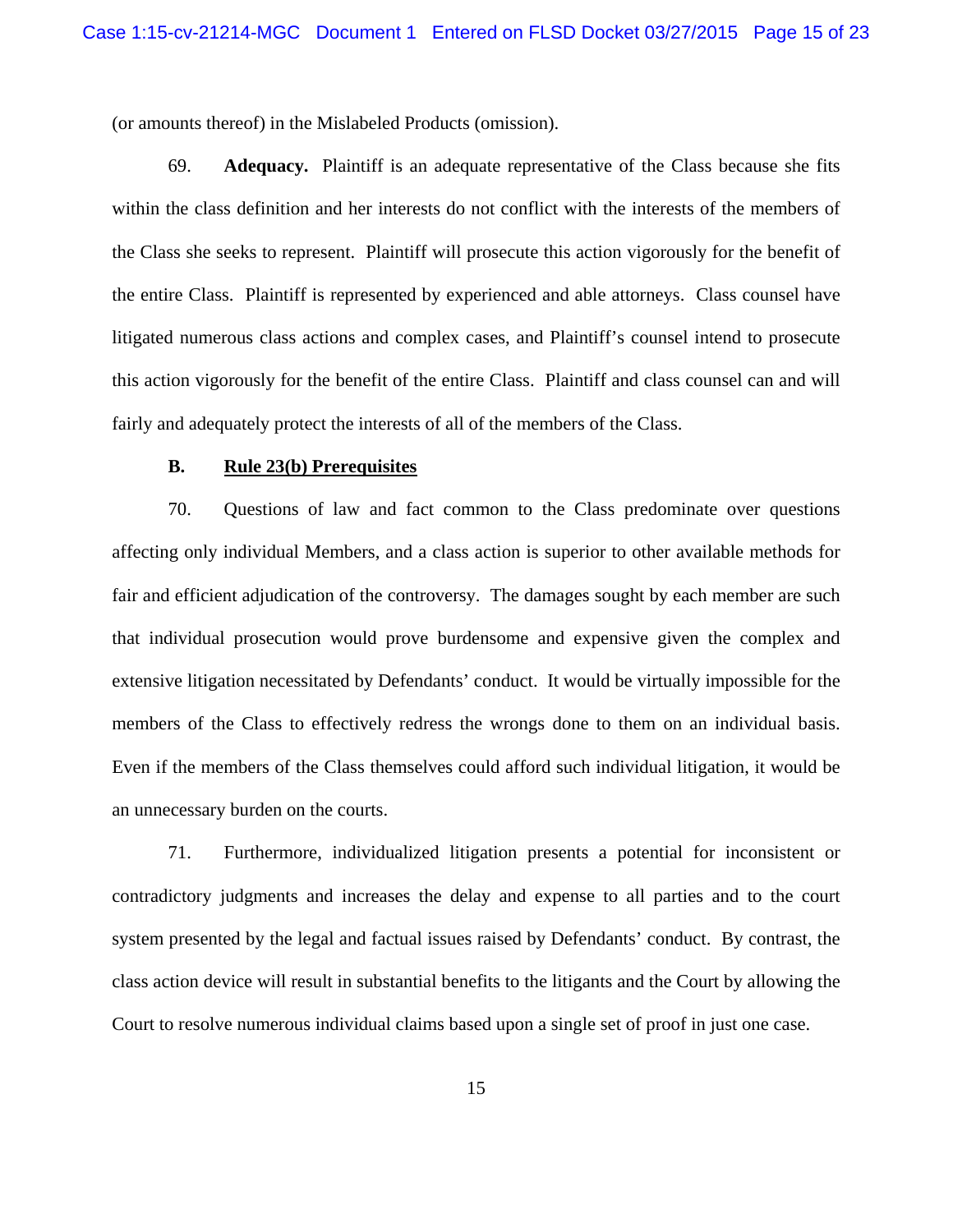(or amounts thereof) in the Mislabeled Products (omission).

69. **Adequacy.** Plaintiff is an adequate representative of the Class because she fits within the class definition and her interests do not conflict with the interests of the members of the Class she seeks to represent. Plaintiff will prosecute this action vigorously for the benefit of the entire Class. Plaintiff is represented by experienced and able attorneys. Class counsel have litigated numerous class actions and complex cases, and Plaintiff's counsel intend to prosecute this action vigorously for the benefit of the entire Class. Plaintiff and class counsel can and will fairly and adequately protect the interests of all of the members of the Class.

**B. <u>Rule 23(b) Prerequisites</u>**

70. Questions of law and fact common to the Class predominate over questions affecting only individual Members, and a class action is superior to other available methods for fair and efficient adjudication of the controversy. The damages sought by each member are such that individual prosecution would prove burdensome and expensive given the complex and extensive litigation necessitated by Defendants' conduct. It would be virtually impossible for the members of the Class to effectively redress the wrongs done to them on an individual basis. Even if the members of the Class themselves could afford such individual litigation, it would be an unnecessary burden on the courts.

71. Furthermore, individualized litigation presents a potential for inconsistent or contradictory judgments and increases the delay and expense to all parties and to the court system presented by the legal and factual issues raised by Defendants' conduct. By contrast, the class action device will result in substantial benefits to the litigants and the Court by allowing the Court to resolve numerous individual claims based upon a single set of proof in just one case.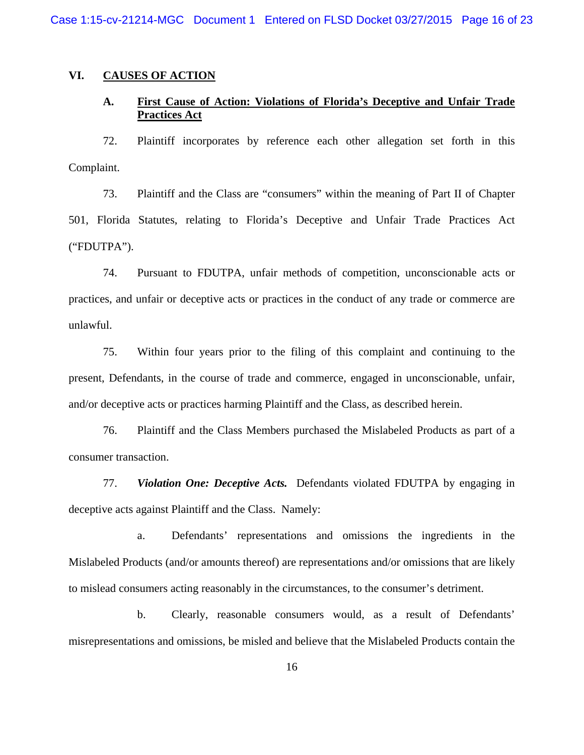## VI. CAUSES OF ACTION

### A. First Cause of Action: Violations of Florida's Deceptive and Unfair Trade Practices Act

72. Plaintiff incorporates by reference each other allegation set forth in this Complaint.

73. Plaintiff and the Class are "consumers" within the meaning of Part II of Chapter 501, Florida Statutes, relating to Florida's Deceptive and Unfair Trade Practices Act ("FDUTPA").

74. Pursuant to FDUTPA, unfair methods of competition, unconscionable acts or practices, and unfair or deceptive acts or practices in the conduct of any trade or commerce are unlawful.

75. Within four years prior to the filing of this complaint and continuing to the present, Defendants, in the course of trade and commerce, engaged in unconscionable, unfair, and/or deceptive acts or practices harming Plaintiff and the Class, as described herein.

76. Plaintiff and the Class Members purchased the Mislabeled Products as part of a consumer transaction.

77. ***Violation One: Deceptive Acts.*** Defendants violated FDUTPA by engaging in deceptive acts against Plaintiff and the Class. Namely:

a. Defendants' representations and omissions the ingredients in the Mislabeled Products (and/or amounts thereof) are representations and/or omissions that are likely to mislead consumers acting reasonably in the circumstances, to the consumer's detriment.

b. Clearly, reasonable consumers would, as a result of Defendants' misrepresentations and omissions, be misled and believe that the Mislabeled Products contain the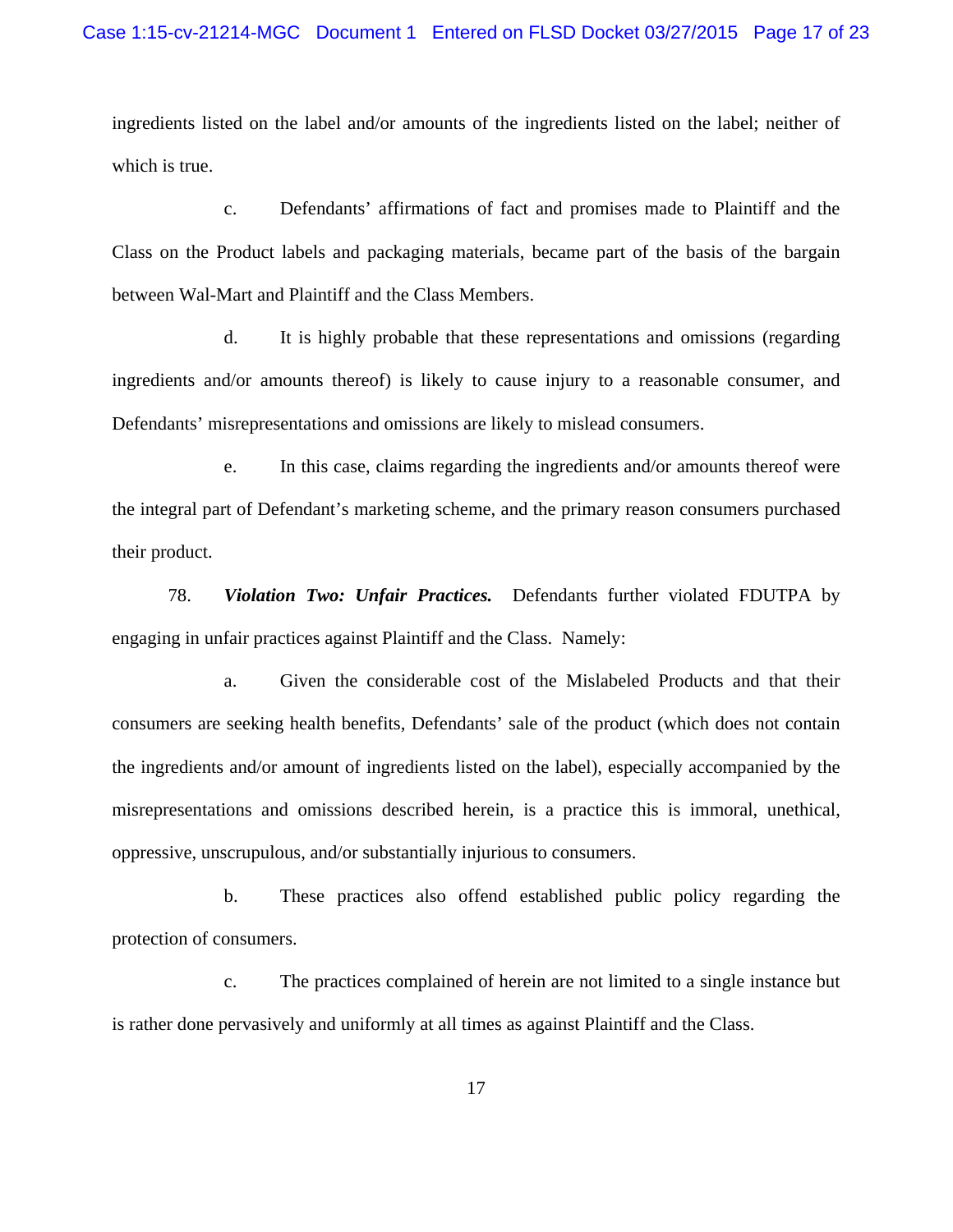ingredients listed on the label and/or amounts of the ingredients listed on the label; neither of which is true.

c. Defendants' affirmations of fact and promises made to Plaintiff and the Class on the Product labels and packaging materials, became part of the basis of the bargain between Wal-Mart and Plaintiff and the Class Members.

d. It is highly probable that these representations and omissions (regarding ingredients and/or amounts thereof) is likely to cause injury to a reasonable consumer, and Defendants' misrepresentations and omissions are likely to mislead consumers.

e. In this case, claims regarding the ingredients and/or amounts thereof were the integral part of Defendant's marketing scheme, and the primary reason consumers purchased their product.

78. ***Violation Two: Unfair Practices.*** Defendants further violated FDUTPA by engaging in unfair practices against Plaintiff and the Class. Namely:

a. Given the considerable cost of the Mislabeled Products and that their consumers are seeking health benefits, Defendants' sale of the product (which does not contain the ingredients and/or amount of ingredients listed on the label), especially accompanied by the misrepresentations and omissions described herein, is a practice this is immoral, unethical, oppressive, unscrupulous, and/or substantially injurious to consumers.

b. These practices also offend established public policy regarding the protection of consumers.

c. The practices complained of herein are not limited to a single instance but is rather done pervasively and uniformly at all times as against Plaintiff and the Class.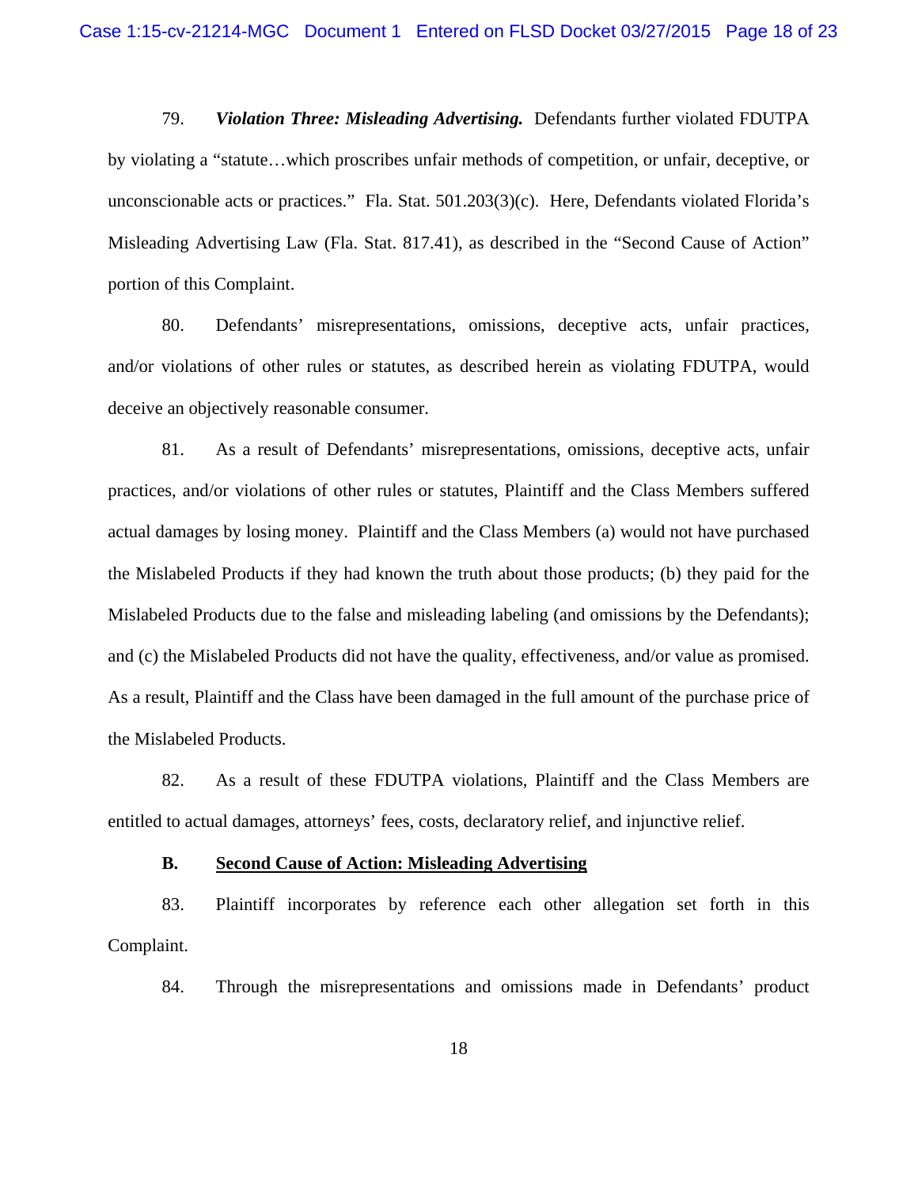79. ***Violation Three: Misleading Advertising.*** Defendants further violated FDUTPA by violating a "statute…which proscribes unfair methods of competition, or unfair, deceptive, or unconscionable acts or practices." Fla. Stat. 501.203(3)(c). Here, Defendants violated Florida's Misleading Advertising Law (Fla. Stat. 817.41), as described in the "Second Cause of Action" portion of this Complaint.

80. Defendants' misrepresentations, omissions, deceptive acts, unfair practices, and/or violations of other rules or statutes, as described herein as violating FDUTPA, would deceive an objectively reasonable consumer.

81. As a result of Defendants' misrepresentations, omissions, deceptive acts, unfair practices, and/or violations of other rules or statutes, Plaintiff and the Class Members suffered actual damages by losing money. Plaintiff and the Class Members (a) would not have purchased the Mislabeled Products if they had known the truth about those products; (b) they paid for the Mislabeled Products due to the false and misleading labeling (and omissions by the Defendants); and (c) the Mislabeled Products did not have the quality, effectiveness, and/or value as promised. As a result, Plaintiff and the Class have been damaged in the full amount of the purchase price of the Mislabeled Products.

82. As a result of these FDUTPA violations, Plaintiff and the Class Members are entitled to actual damages, attorneys' fees, costs, declaratory relief, and injunctive relief.

### B. Second Cause of Action: Misleading Advertising

83. Plaintiff incorporates by reference each other allegation set forth in this Complaint.

84. Through the misrepresentations and omissions made in Defendants' product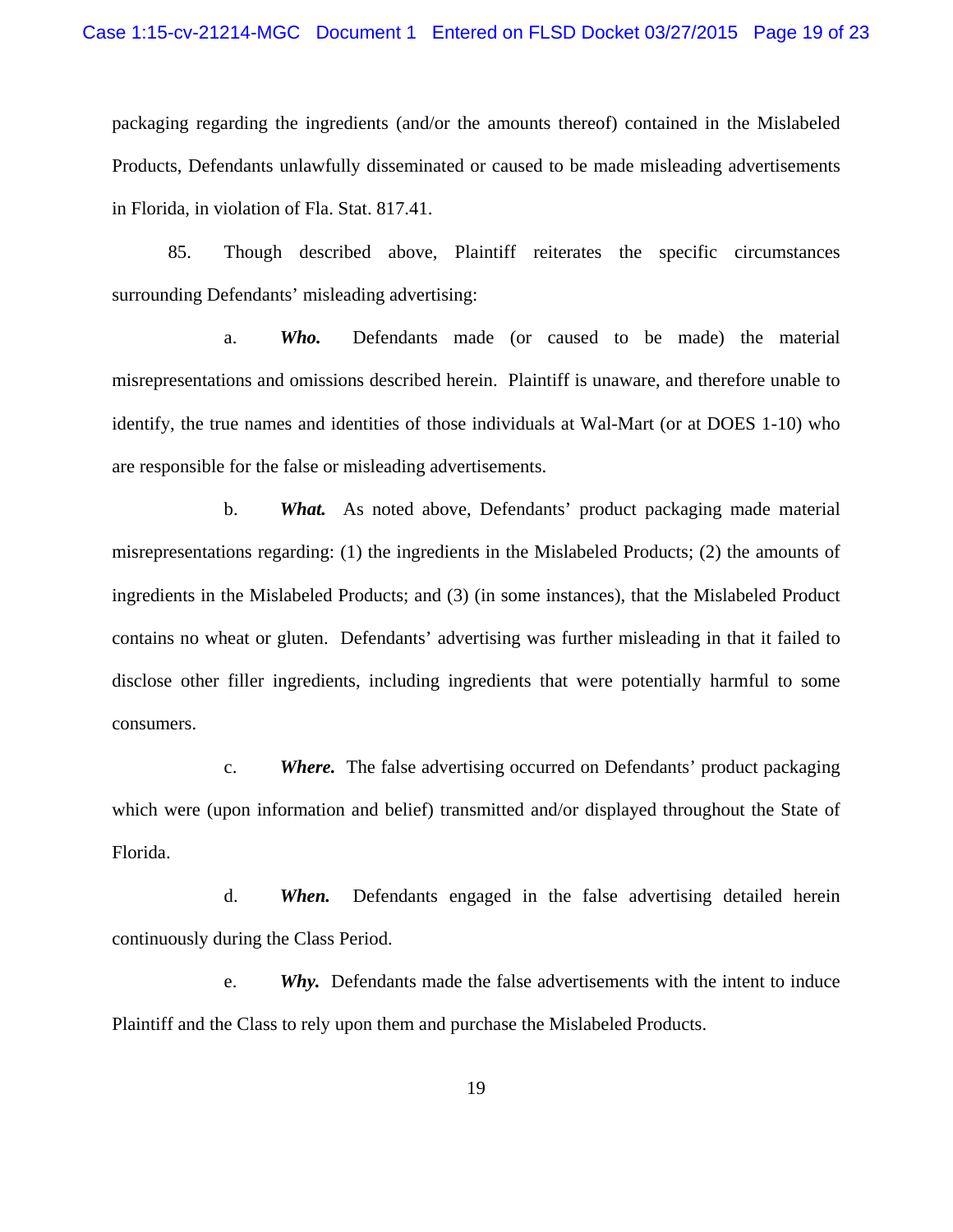packaging regarding the ingredients (and/or the amounts thereof) contained in the Mislabeled Products, Defendants unlawfully disseminated or caused to be made misleading advertisements in Florida, in violation of Fla. Stat. 817.41.

85. Though described above, Plaintiff reiterates the specific circumstances surrounding Defendants' misleading advertising:

a. ***Who.*** Defendants made (or caused to be made) the material misrepresentations and omissions described herein. Plaintiff is unaware, and therefore unable to identify, the true names and identities of those individuals at Wal-Mart (or at DOES 1-10) who are responsible for the false or misleading advertisements.

b. ***What.*** As noted above, Defendants' product packaging made material misrepresentations regarding: (1) the ingredients in the Mislabeled Products; (2) the amounts of ingredients in the Mislabeled Products; and (3) (in some instances), that the Mislabeled Product contains no wheat or gluten. Defendants' advertising was further misleading in that it failed to disclose other filler ingredients, including ingredients that were potentially harmful to some consumers.

c. ***Where.*** The false advertising occurred on Defendants' product packaging which were (upon information and belief) transmitted and/or displayed throughout the State of Florida.

d. ***When.*** Defendants engaged in the false advertising detailed herein continuously during the Class Period.

e. ***Why.*** Defendants made the false advertisements with the intent to induce Plaintiff and the Class to rely upon them and purchase the Mislabeled Products.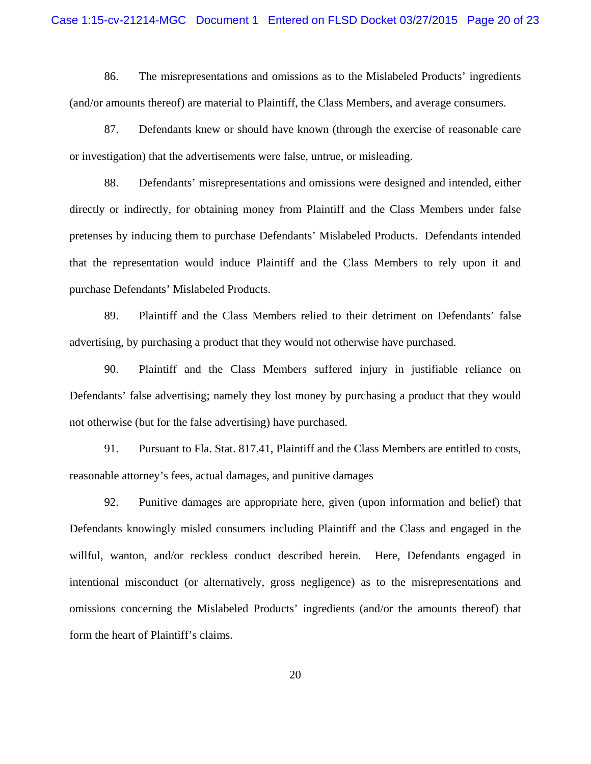86. The misrepresentations and omissions as to the Mislabeled Products' ingredients (and/or amounts thereof) are material to Plaintiff, the Class Members, and average consumers.

87. Defendants knew or should have known (through the exercise of reasonable care or investigation) that the advertisements were false, untrue, or misleading.

88. Defendants' misrepresentations and omissions were designed and intended, either directly or indirectly, for obtaining money from Plaintiff and the Class Members under false pretenses by inducing them to purchase Defendants' Mislabeled Products. Defendants intended that the representation would induce Plaintiff and the Class Members to rely upon it and purchase Defendants' Mislabeled Products.

89. Plaintiff and the Class Members relied to their detriment on Defendants' false advertising, by purchasing a product that they would not otherwise have purchased.

90. Plaintiff and the Class Members suffered injury in justifiable reliance on Defendants' false advertising; namely they lost money by purchasing a product that they would not otherwise (but for the false advertising) have purchased.

91. Pursuant to Fla. Stat. 817.41, Plaintiff and the Class Members are entitled to costs, reasonable attorney's fees, actual damages, and punitive damages

92. Punitive damages are appropriate here, given (upon information and belief) that Defendants knowingly misled consumers including Plaintiff and the Class and engaged in the willful, wanton, and/or reckless conduct described herein. Here, Defendants engaged in intentional misconduct (or alternatively, gross negligence) as to the misrepresentations and omissions concerning the Mislabeled Products' ingredients (and/or the amounts thereof) that form the heart of Plaintiff's claims.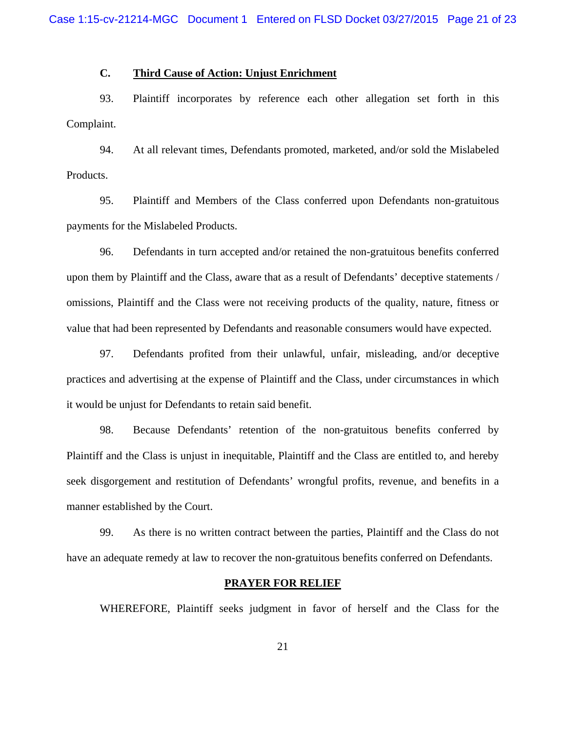### C. Third Cause of Action: Unjust Enrichment

93. Plaintiff incorporates by reference each other allegation set forth in this Complaint.

94. At all relevant times, Defendants promoted, marketed, and/or sold the Mislabeled Products.

95. Plaintiff and Members of the Class conferred upon Defendants non-gratuitous payments for the Mislabeled Products.

96. Defendants in turn accepted and/or retained the non-gratuitous benefits conferred upon them by Plaintiff and the Class, aware that as a result of Defendants' deceptive statements / omissions, Plaintiff and the Class were not receiving products of the quality, nature, fitness or value that had been represented by Defendants and reasonable consumers would have expected.

97. Defendants profited from their unlawful, unfair, misleading, and/or deceptive practices and advertising at the expense of Plaintiff and the Class, under circumstances in which it would be unjust for Defendants to retain said benefit.

98. Because Defendants' retention of the non-gratuitous benefits conferred by Plaintiff and the Class is unjust in inequitable, Plaintiff and the Class are entitled to, and hereby seek disgorgement and restitution of Defendants' wrongful profits, revenue, and benefits in a manner established by the Court.

99. As there is no written contract between the parties, Plaintiff and the Class do not have an adequate remedy at law to recover the non-gratuitous benefits conferred on Defendants.

**PRAYER FOR RELIEF**

WHEREFORE, Plaintiff seeks judgment in favor of herself and the Class for the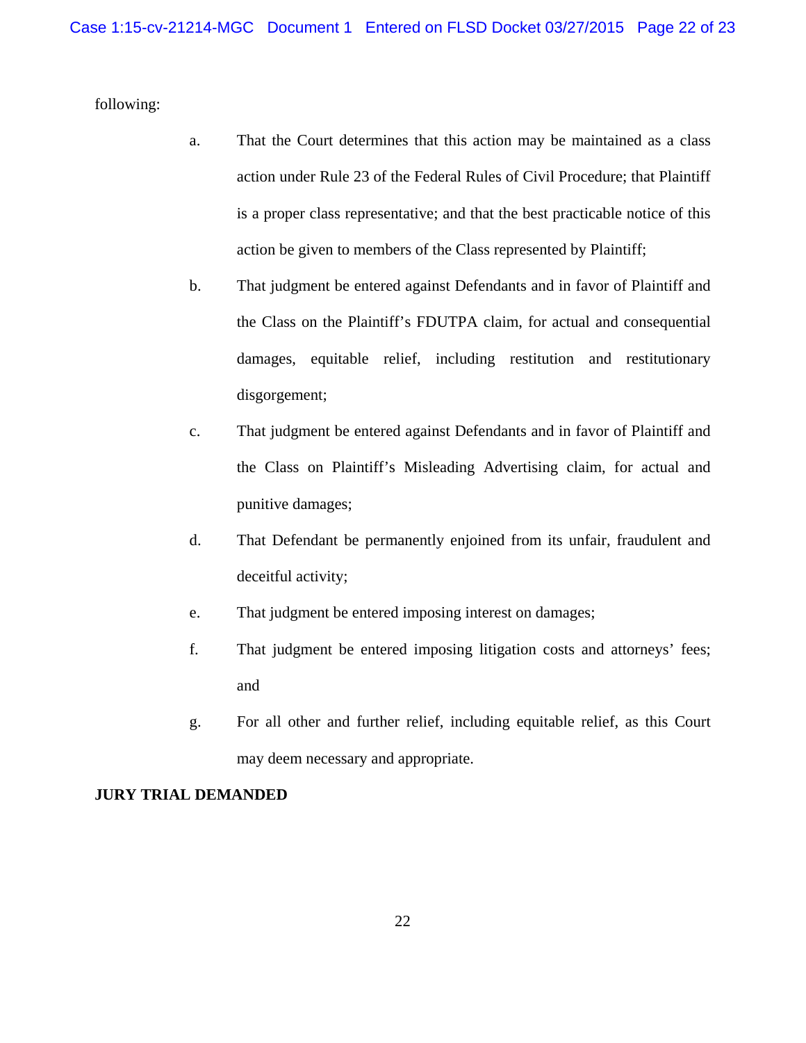following:

a. That the Court determines that this action may be maintained as a class action under Rule 23 of the Federal Rules of Civil Procedure; that Plaintiff is a proper class representative; and that the best practicable notice of this action be given to members of the Class represented by Plaintiff;

b. That judgment be entered against Defendants and in favor of Plaintiff and the Class on the Plaintiff's FDUTPA claim, for actual and consequential damages, equitable relief, including restitution and restitutionary disgorgement;

c. That judgment be entered against Defendants and in favor of Plaintiff and the Class on Plaintiff's Misleading Advertising claim, for actual and punitive damages;

d. That Defendant be permanently enjoined from its unfair, fraudulent and deceitful activity;

e. That judgment be entered imposing interest on damages;

f. That judgment be entered imposing litigation costs and attorneys' fees; and

g. For all other and further relief, including equitable relief, as this Court may deem necessary and appropriate.

**JURY TRIAL DEMANDED**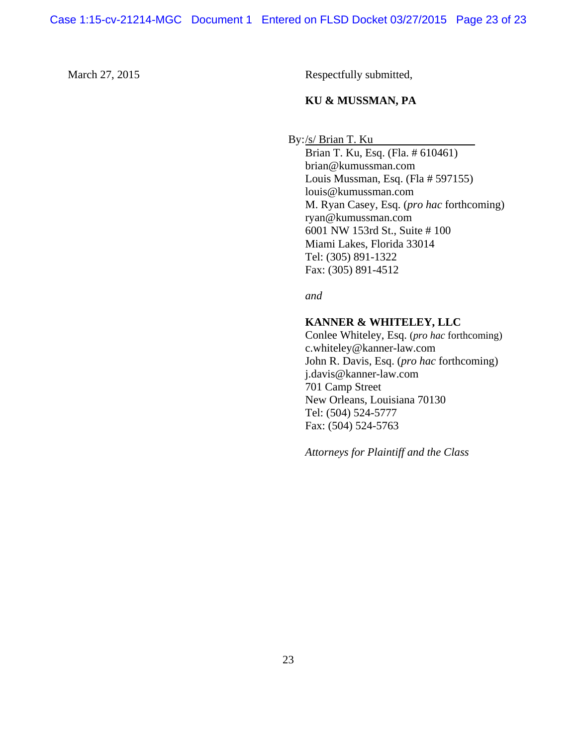March 27, 2015

Respectfully submitted,

**KU & MUSSMAN, PA**

By: /s/ Brian T. Ku

Brian T. Ku, Esq. (Fla. # 610461)
brian@kumussman.com
Louis Mussman, Esq. (Fla # 597155)
louis@kumussman.com
M. Ryan Casey, Esq. (*pro hac* forthcoming)
ryan@kumussman.com
6001 NW 153rd St., Suite # 100
Miami Lakes, Florida 33014
Tel: (305) 891-1322
Fax: (305) 891-4512

*and*

**KANNER & WHITELEY, LLC**
Conlee Whiteley, Esq. (*pro hac* forthcoming)
c.whiteley@kanner-law.com
John R. Davis, Esq. (*pro hac* forthcoming)
j.davis@kanner-law.com
701 Camp Street
New Orleans, Louisiana 70130
Tel: (504) 524-5777
Fax: (504) 524-5763

*Attorneys for Plaintiff and the Class*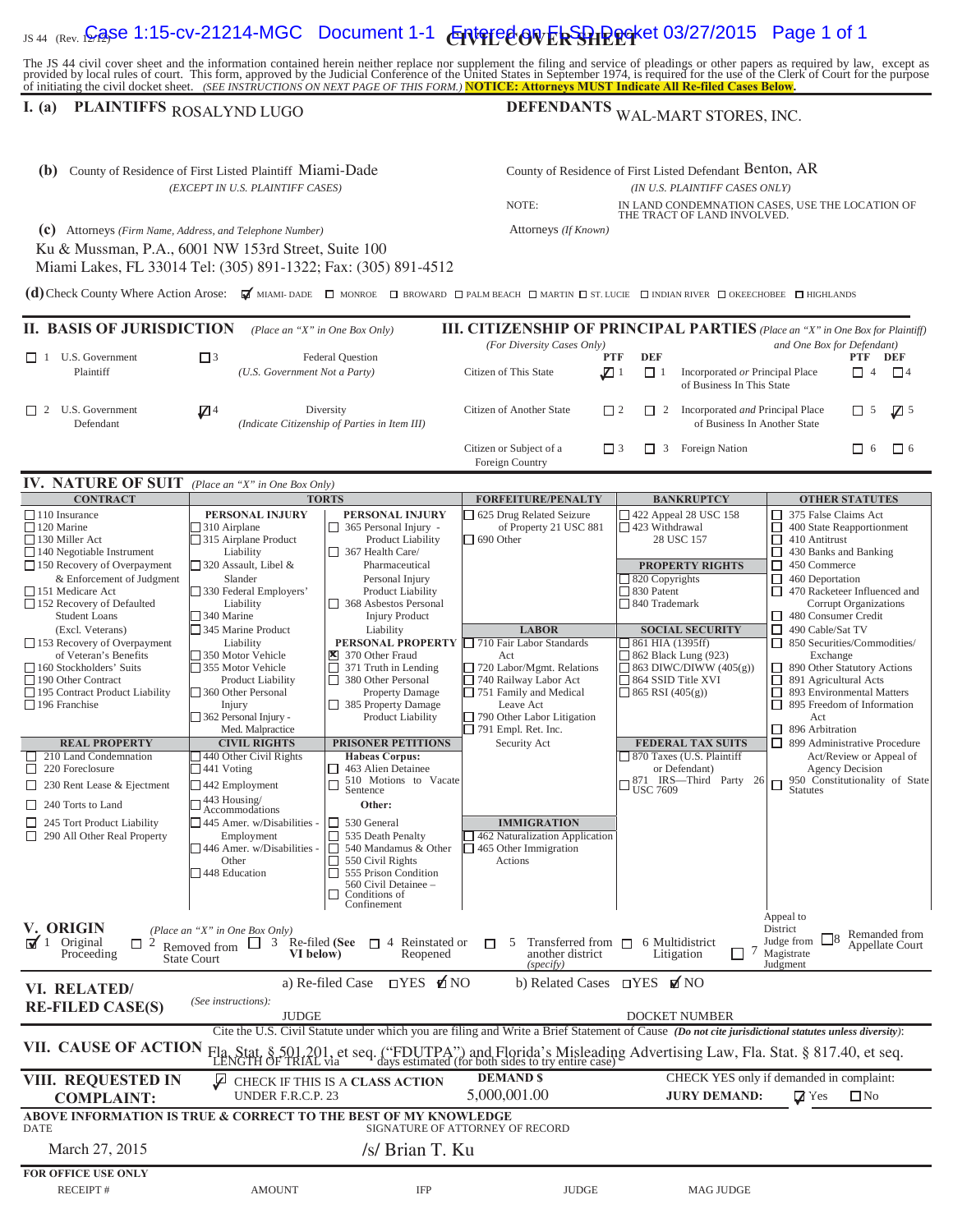JS 44 (Rev. 12/12) **CIVIL COVER SHEET**

The JS 44 civil cover sheet and the information contained herein neither replace nor supplement the filing and service of pleadings or other papers as required by law, except as provided by local rules of court. This form, approved by the Judicial Conference of the United States in September 1974, is required for the use of the Clerk of Court for the purpose of initiating the civil docket sheet. *(SEE INSTRUCTIONS ON NEXT PAGE OF THIS FORM.)* **NOTICE: Attorneys MUST Indicate All Re-filed Cases Below.**

**I. (a) PLAINTIFFS** ROSALYND LUGO

**DEFENDANTS** WAL-MART STORES, INC.

**(b)** County of Residence of First Listed Plaintiff Miami-Dade
*(EXCEPT IN U.S. PLAINTIFF CASES)*

County of Residence of First Listed Defendant Benton, AR
*(IN U.S. PLAINTIFF CASES ONLY)*

NOTE: IN LAND CONDEMNATION CASES, USE THE LOCATION OF THE TRACT OF LAND INVOLVED.

**(c)** Attorneys *(Firm Name, Address, and Telephone Number)*
Ku & Mussman, P.A., 6001 NW 153rd Street, Suite 100
Miami Lakes, FL 33014 Tel: (305) 891-1322; Fax: (305) 891-4512

Attorneys *(If Known)*

**(d)** Check County Where Action Arose: ☑ MIAMI- DADE ☐ MONROE ☐ BROWARD ☐ PALM BEACH ☐ MARTIN ☐ ST. LUCIE ☐ INDIAN RIVER ☐ OKEECHOBEE ☐ HIGHLANDS

**II. BASIS OF JURISDICTION** *(Place an "X" in One Box Only)*

- ☐ 1 U.S. Government Plaintiff
- ☐ 3 Federal Question *(U.S. Government Not a Party)*
- ☐ 2 U.S. Government Defendant
- ☑ 4 Diversity *(Indicate Citizenship of Parties in Item III)*

**III. CITIZENSHIP OF PRINCIPAL PARTIES** *(Place an "X" in One Box for Plaintiff and One Box for Defendant)* *(For Diversity Cases Only)*

| | PTF | DEF | | PTF | DEF |
|---|---|---|---|---|---|
| Citizen of This State | ☑ 1 | ☐ 1 | Incorporated *or* Principal Place of Business In This State | ☐ 4 | ☐ 4 |
| Citizen of Another State | ☐ 2 | ☐ 2 | Incorporated *and* Principal Place of Business In Another State | ☐ 5 | ☑ 5 |
| Citizen or Subject of a Foreign Country | ☐ 3 | ☐ 3 | Foreign Nation | ☐ 6 | ☐ 6 |

**IV. NATURE OF SUIT** *(Place an "X" in One Box Only)*

**CONTRACT**
☐ 110 Insurance
☐ 120 Marine
☐ 130 Miller Act
☐ 140 Negotiable Instrument
☐ 150 Recovery of Overpayment & Enforcement of Judgment
☐ 151 Medicare Act
☐ 152 Recovery of Defaulted Student Loans (Excl. Veterans)
☐ 153 Recovery of Overpayment of Veteran's Benefits
☐ 160 Stockholders' Suits
☐ 190 Other Contract
☐ 195 Contract Product Liability
☐ 196 Franchise

**REAL PROPERTY**
☐ 210 Land Condemnation
☐ 220 Foreclosure
☐ 230 Rent Lease & Ejectment
☐ 240 Torts to Land
☐ 245 Tort Product Liability
☐ 290 All Other Real Property

**TORTS**

*PERSONAL INJURY*
☐ 310 Airplane
☐ 315 Airplane Product Liability
☐ 320 Assault, Libel & Slander
☐ 330 Federal Employers' Liability
☐ 340 Marine
☐ 345 Marine Product Liability
☐ 350 Motor Vehicle
☐ 355 Motor Vehicle Product Liability
☐ 360 Other Personal Injury
☐ 362 Personal Injury - Med. Malpractice

*PERSONAL INJURY*
☐ 365 Personal Injury - Product Liability
☐ 367 Health Care/ Pharmaceutical Personal Injury Product Liability
☐ 368 Asbestos Personal Injury Product Liability

*PERSONAL PROPERTY*
☒ 370 Other Fraud
☐ 371 Truth in Lending
☐ 380 Other Personal Property Damage
☐ 385 Property Damage Product Liability

**CIVIL RIGHTS**
☐ 440 Other Civil Rights
☐ 441 Voting
☐ 442 Employment
☐ 443 Housing/ Accommodations
☐ 445 Amer. w/Disabilities - Employment
☐ 446 Amer. w/Disabilities - Other
☐ 448 Education

**PRISONER PETITIONS**
*Habeas Corpus:*
☐ 463 Alien Detainee
☐ 510 Motions to Vacate Sentence
*Other:*
☐ 530 General
☐ 535 Death Penalty
☐ 540 Mandamus & Other
☐ 550 Civil Rights
☐ 555 Prison Condition
☐ 560 Civil Detainee – Conditions of Confinement

**FORFEITURE/PENALTY**
☐ 625 Drug Related Seizure of Property 21 USC 881
☐ 690 Other

**LABOR**
☐ 710 Fair Labor Standards Act
☐ 720 Labor/Mgmt. Relations
☐ 740 Railway Labor Act
☐ 751 Family and Medical Leave Act
☐ 790 Other Labor Litigation
☐ 791 Empl. Ret. Inc. Security Act

**IMMIGRATION**
☐ 462 Naturalization Application
☐ 465 Other Immigration Actions

**BANKRUPTCY**
☐ 422 Appeal 28 USC 158
☐ 423 Withdrawal 28 USC 157

**PROPERTY RIGHTS**
☐ 820 Copyrights
☐ 830 Patent
☐ 840 Trademark

**SOCIAL SECURITY**
☐ 861 HIA (1395ff)
☐ 862 Black Lung (923)
☐ 863 DIWC/DIWW (405(g))
☐ 864 SSID Title XVI
☐ 865 RSI (405(g))

**FEDERAL TAX SUITS**
☐ 870 Taxes (U.S. Plaintiff or Defendant)
☐ 871 IRS—Third Party 26 USC 7609

**OTHER STATUTES**
☐ 375 False Claims Act
☐ 400 State Reapportionment
☐ 410 Antitrust
☐ 430 Banks and Banking
☐ 450 Commerce
☐ 460 Deportation
☐ 470 Racketeer Influenced and Corrupt Organizations
☐ 480 Consumer Credit
☐ 490 Cable/Sat TV
☐ 850 Securities/Commodities/ Exchange
☐ 890 Other Statutory Actions
☐ 891 Agricultural Acts
☐ 893 Environmental Matters
☐ 895 Freedom of Information Act
☐ 896 Arbitration
☐ 899 Administrative Procedure Act/Review or Appeal of Agency Decision
☐ 950 Constitutionality of State Statutes

**V. ORIGIN** *(Place an "X" in One Box Only)*

☑ 1 Original Proceeding ☐ 2 Removed from State Court ☐ 3 Re-filed (See VI below) ☐ 4 Reinstated or Reopened ☐ 5 Transferred from another district *(specify)* ☐ 6 Multidistrict Litigation ☐ 7 Appeal to District Judge from Magistrate Judgment ☐ 8 Remanded from Appellate Court

**VI. RELATED/ RE-FILED CASE(S)** *(See instructions):*
a) Re-filed Case ☐YES ☑NO b) Related Cases ☐YES ☑NO
JUDGE DOCKET NUMBER

**VII. CAUSE OF ACTION** Cite the U.S. Civil Statute under which you are filing and Write a Brief Statement of Cause *(Do not cite jurisdictional statutes unless diversity)*:
Fla. Stat. § 501.201, et seq. ("FDUTPA") and Florida's Misleading Advertising Law, Fla. Stat. § 817.40, et seq.
LENGTH OF TRIAL via days estimated (for both sides to try entire case)

**VIII. REQUESTED IN COMPLAINT:** ☑ CHECK IF THIS IS A CLASS ACTION UNDER F.R.C.P. 23
**DEMAND $** 5,000,001.00
CHECK YES only if demanded in complaint:
**JURY DEMAND:** ☑ Yes ☐ No

**ABOVE INFORMATION IS TRUE & CORRECT TO THE BEST OF MY KNOWLEDGE**

DATE: March 27, 2015
SIGNATURE OF ATTORNEY OF RECORD: /s/ Brian T. Ku

**FOR OFFICE USE ONLY**
RECEIPT # AMOUNT IFP JUDGE MAG JUDGE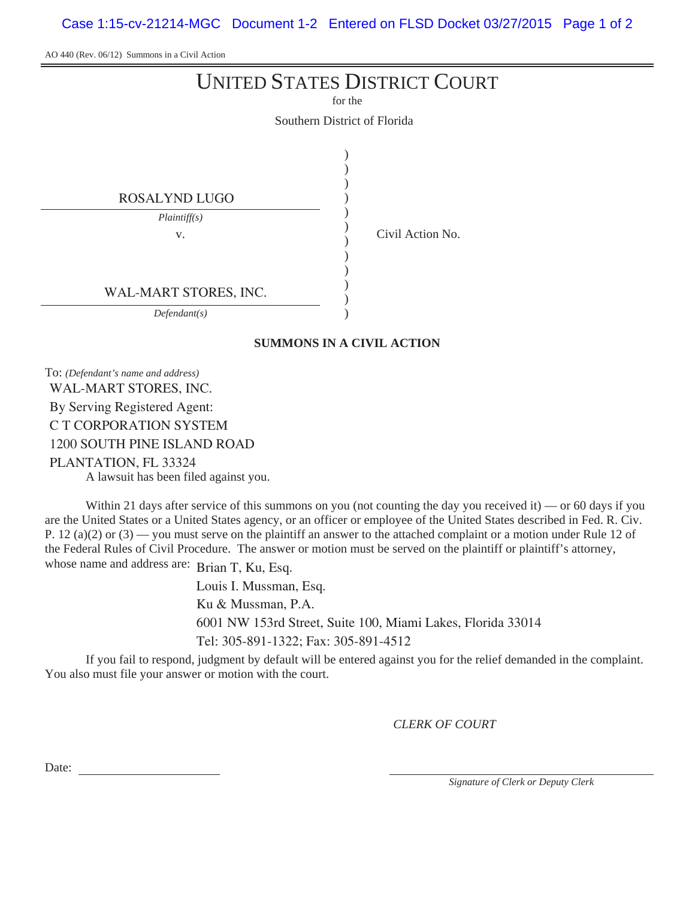AO 440 (Rev. 06/12) Summons in a Civil Action

# UNITED STATES DISTRICT COURT

for the

Southern District of Florida

ROSALYND LUGO
*Plaintiff(s)*

v.

WAL-MART STORES, INC.
*Defendant(s)*

Civil Action No.

## SUMMONS IN A CIVIL ACTION

To: *(Defendant's name and address)*
WAL-MART STORES, INC.
By Serving Registered Agent:
C T CORPORATION SYSTEM
1200 SOUTH PINE ISLAND ROAD
PLANTATION, FL 33324

A lawsuit has been filed against you.

Within 21 days after service of this summons on you (not counting the day you received it) — or 60 days if you are the United States or a United States agency, or an officer or employee of the United States described in Fed. R. Civ. P. 12 (a)(2) or (3) — you must serve on the plaintiff an answer to the attached complaint or a motion under Rule 12 of the Federal Rules of Civil Procedure. The answer or motion must be served on the plaintiff or plaintiff's attorney, whose name and address are:

Brian T, Ku, Esq.
Louis I. Mussman, Esq.
Ku & Mussman, P.A.
6001 NW 153rd Street, Suite 100, Miami Lakes, Florida 33014
Tel: 305-891-1322; Fax: 305-891-4512

If you fail to respond, judgment by default will be entered against you for the relief demanded in the complaint. You also must file your answer or motion with the court.

*CLERK OF COURT*

Date: ______________________

______________________
*Signature of Clerk or Deputy Clerk*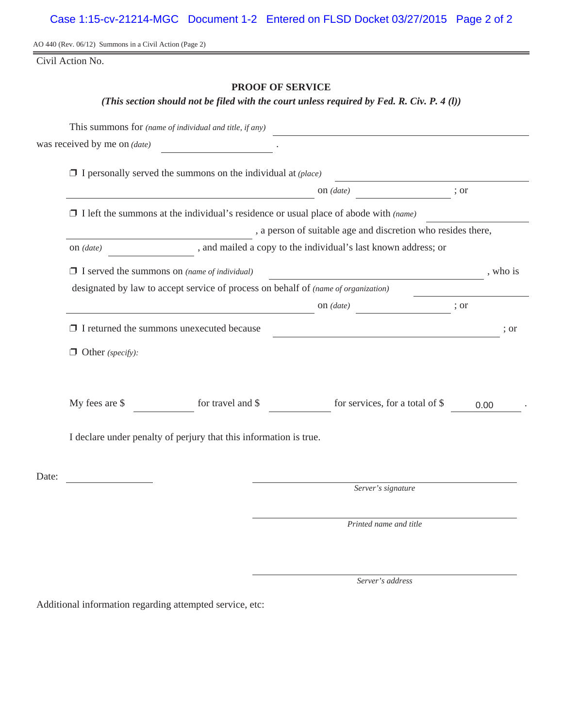AO 440 (Rev. 06/12) Summons in a Civil Action (Page 2)

Civil Action No.

## PROOF OF SERVICE

***(This section should not be filed with the court unless required by Fed. R. Civ. P. 4 (l))***

This summons for *(name of individual and title, if any)* \_\_\_\_\_\_\_\_\_\_\_\_\_\_\_\_\_\_\_\_\_\_\_\_\_\_\_\_\_\_\_\_\_\_\_\_\_\_\_\_

was received by me on *(date)* \_\_\_\_\_\_\_\_\_\_\_\_\_\_\_\_\_\_\_\_ .

❒ I personally served the summons on the individual at *(place)* \_\_\_\_\_\_\_\_\_\_\_\_\_\_\_\_\_\_\_\_\_\_\_\_\_\_\_\_\_\_\_\_\_\_\_\_\_\_\_\_\_\_\_\_\_\_\_\_\_\_\_\_ on *(date)* \_\_\_\_\_\_\_\_\_\_\_\_\_\_\_\_ ; or

❒ I left the summons at the individual's residence or usual place of abode with *(name)* \_\_\_\_\_\_\_\_\_\_\_\_\_\_\_\_\_\_\_\_\_\_\_\_\_\_\_\_\_\_\_\_\_\_\_\_\_\_\_\_ , a person of suitable age and discretion who resides there,

on *(date)* \_\_\_\_\_\_\_\_\_\_\_\_\_\_\_\_ , and mailed a copy to the individual's last known address; or

❒ I served the summons on *(name of individual)* \_\_\_\_\_\_\_\_\_\_\_\_\_\_\_\_\_\_\_\_\_\_\_\_\_\_\_\_\_\_\_\_\_\_\_\_\_\_ , who is designated by law to accept service of process on behalf of *(name of organization)* \_\_\_\_\_\_\_\_\_\_\_\_\_\_\_\_\_\_\_\_\_\_\_\_\_\_\_\_\_\_\_\_\_\_\_\_\_\_\_\_\_\_\_\_\_\_\_\_\_\_\_\_ on *(date)* \_\_\_\_\_\_\_\_\_\_\_\_\_\_\_\_ ; or

❒ I returned the summons unexecuted because \_\_\_\_\_\_\_\_\_\_\_\_\_\_\_\_\_\_\_\_\_\_\_\_\_\_\_\_\_\_\_\_\_\_\_\_\_\_\_\_ ; or

❒ Other *(specify)*:

My fees are $ \_\_\_\_\_\_\_\_\_\_ for travel and $ \_\_\_\_\_\_\_\_\_\_ for services, for a total of $ 0.00 .

I declare under penalty of perjury that this information is true.

Date: \_\_\_\_\_\_\_\_\_\_\_\_\_\_\_\_

\_\_\_\_\_\_\_\_\_\_\_\_\_\_\_\_\_\_\_\_\_\_\_\_\_\_\_\_\_\_\_\_\_\_\_\_\_\_\_\_
*Server's signature*

\_\_\_\_\_\_\_\_\_\_\_\_\_\_\_\_\_\_\_\_\_\_\_\_\_\_\_\_\_\_\_\_\_\_\_\_\_\_\_\_
*Printed name and title*

\_\_\_\_\_\_\_\_\_\_\_\_\_\_\_\_\_\_\_\_\_\_\_\_\_\_\_\_\_\_\_\_\_\_\_\_\_\_\_\_
*Server's address*

Additional information regarding attempted service, etc: